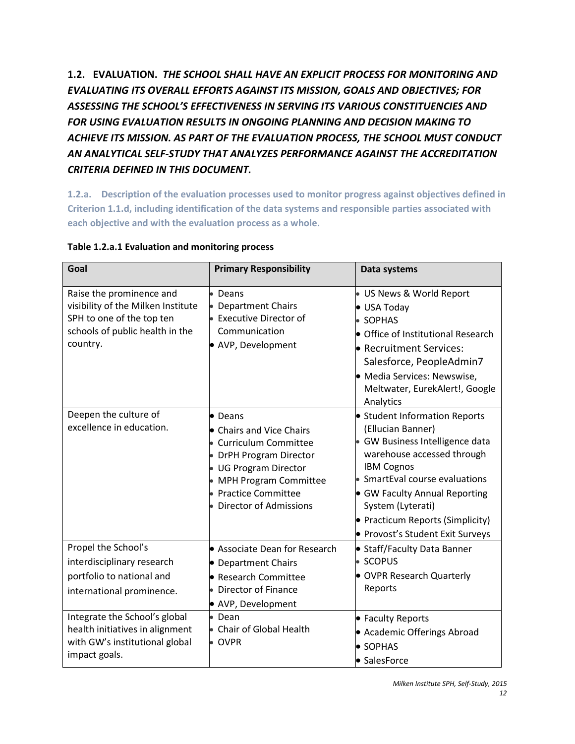## 1.2. EVALUATION. *THE SCHOOL SHALL HAVE AN EXPLICIT PROCESS FOR MONITORING AND EVALUATING ITS OVERALL EFFORTS AGAINST ITS MISSION, GOALS AND OBJECTIVES; FOR ASSESSING THE SCHOOL'S EFFECTIVENESS IN SERVING ITS VARIOUS CONSTITUENCIES AND FOR USING EVALUATION RESULTS IN ONGOING PLANNING AND DECISION MAKING TO ACHIEVE ITS MISSION. AS PART OF THE EVALUATION PROCESS, THE SCHOOL MUST CONDUCT AN ANALYTICAL SELF-STUDY THAT ANALYZES PERFORMANCE AGAINST THE ACCREDITATION CRITERIA DEFINED IN THIS DOCUMENT.*

**1.2.a. Description of the evaluation processes used to monitor progress against objectives defined in Criterion 1.1.d, including identification of the data systems and responsible parties associated with each objective and with the evaluation process as a whole.**

**Table 1.2.a.1 Evaluation and monitoring process**

| Goal | Primary Responsibility | Data systems |
|---|---|---|
| Raise the prominence and visibility of the Milken Institute SPH to one of the top ten schools of public health in the country. | • Deans<br>• Department Chairs<br>• Executive Director of Communication<br>• AVP, Development | • US News & World Report<br>• USA Today<br>• SOPHAS<br>• Office of Institutional Research<br>• Recruitment Services: Salesforce, PeopleAdmin7<br>• Media Services: Newswise, Meltwater, EurekAlert!, Google Analytics |
| Deepen the culture of excellence in education. | • Deans<br>• Chairs and Vice Chairs<br>• Curriculum Committee<br>• DrPH Program Director<br>• UG Program Director<br>• MPH Program Committee<br>• Practice Committee<br>• Director of Admissions | • Student Information Reports (Ellucian Banner)<br>• GW Business Intelligence data warehouse accessed through IBM Cognos<br>• SmartEval course evaluations<br>• GW Faculty Annual Reporting System (Lyterati)<br>• Practicum Reports (Simplicity)<br>• Provost's Student Exit Surveys |
| Propel the School's interdisciplinary research portfolio to national and international prominence. | • Associate Dean for Research<br>• Department Chairs<br>• Research Committee<br>• Director of Finance<br>• AVP, Development | • Staff/Faculty Data Banner<br>• SCOPUS<br>• OVPR Research Quarterly Reports |
| Integrate the School's global health initiatives in alignment with GW's institutional global impact goals. | • Dean<br>• Chair of Global Health<br>• OVPR | • Faculty Reports<br>• Academic Offerings Abroad<br>• SOPHAS<br>• SalesForce |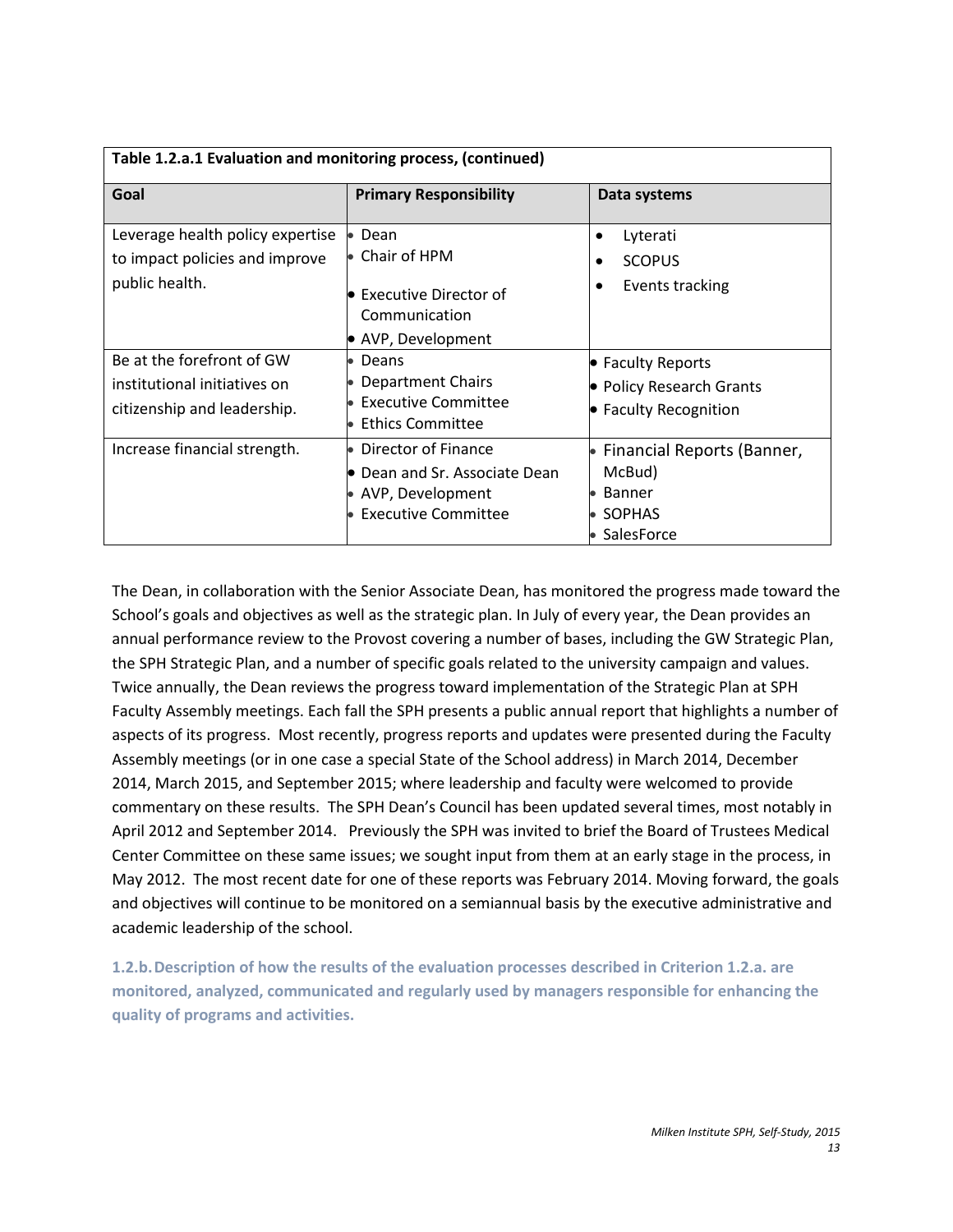**Table 1.2.a.1 Evaluation and monitoring process, (continued)**

| Goal | Primary Responsibility | Data systems |
| --- | --- | --- |
| Leverage health policy expertise to impact policies and improve public health. | • Dean<br>• Chair of HPM<br>• Executive Director of Communication<br>• AVP, Development | • Lyterati<br>• SCOPUS<br>• Events tracking |
| Be at the forefront of GW institutional initiatives on citizenship and leadership. | • Deans<br>• Department Chairs<br>• Executive Committee<br>• Ethics Committee | • Faculty Reports<br>• Policy Research Grants<br>• Faculty Recognition |
| Increase financial strength. | • Director of Finance<br>• Dean and Sr. Associate Dean<br>• AVP, Development<br>• Executive Committee | • Financial Reports (Banner, McBud)<br>• Banner<br>• SOPHAS<br>• SalesForce |

The Dean, in collaboration with the Senior Associate Dean, has monitored the progress made toward the School's goals and objectives as well as the strategic plan. In July of every year, the Dean provides an annual performance review to the Provost covering a number of bases, including the GW Strategic Plan, the SPH Strategic Plan, and a number of specific goals related to the university campaign and values. Twice annually, the Dean reviews the progress toward implementation of the Strategic Plan at SPH Faculty Assembly meetings. Each fall the SPH presents a public annual report that highlights a number of aspects of its progress. Most recently, progress reports and updates were presented during the Faculty Assembly meetings (or in one case a special State of the School address) in March 2014, December 2014, March 2015, and September 2015; where leadership and faculty were welcomed to provide commentary on these results. The SPH Dean's Council has been updated several times, most notably in April 2012 and September 2014. Previously the SPH was invited to brief the Board of Trustees Medical Center Committee on these same issues; we sought input from them at an early stage in the process, in May 2012. The most recent date for one of these reports was February 2014. Moving forward, the goals and objectives will continue to be monitored on a semiannual basis by the executive administrative and academic leadership of the school.

**1.2.b. Description of how the results of the evaluation processes described in Criterion 1.2.a. are monitored, analyzed, communicated and regularly used by managers responsible for enhancing the quality of programs and activities.**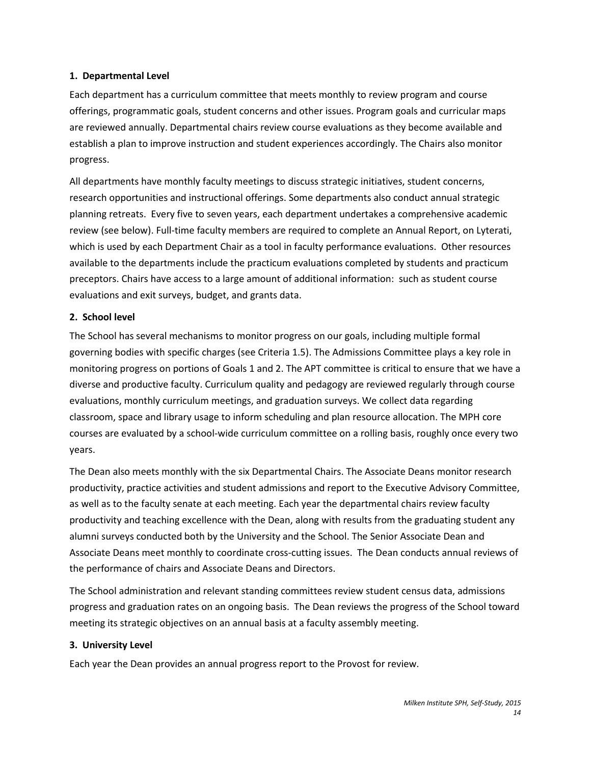**1. Departmental Level**

Each department has a curriculum committee that meets monthly to review program and course offerings, programmatic goals, student concerns and other issues. Program goals and curricular maps are reviewed annually. Departmental chairs review course evaluations as they become available and establish a plan to improve instruction and student experiences accordingly. The Chairs also monitor progress.

All departments have monthly faculty meetings to discuss strategic initiatives, student concerns, research opportunities and instructional offerings. Some departments also conduct annual strategic planning retreats. Every five to seven years, each department undertakes a comprehensive academic review (see below). Full-time faculty members are required to complete an Annual Report, on Lyterati, which is used by each Department Chair as a tool in faculty performance evaluations. Other resources available to the departments include the practicum evaluations completed by students and practicum preceptors. Chairs have access to a large amount of additional information: such as student course evaluations and exit surveys, budget, and grants data.

**2. School level**

The School has several mechanisms to monitor progress on our goals, including multiple formal governing bodies with specific charges (see Criteria 1.5). The Admissions Committee plays a key role in monitoring progress on portions of Goals 1 and 2. The APT committee is critical to ensure that we have a diverse and productive faculty. Curriculum quality and pedagogy are reviewed regularly through course evaluations, monthly curriculum meetings, and graduation surveys. We collect data regarding classroom, space and library usage to inform scheduling and plan resource allocation. The MPH core courses are evaluated by a school-wide curriculum committee on a rolling basis, roughly once every two years.

The Dean also meets monthly with the six Departmental Chairs. The Associate Deans monitor research productivity, practice activities and student admissions and report to the Executive Advisory Committee, as well as to the faculty senate at each meeting. Each year the departmental chairs review faculty productivity and teaching excellence with the Dean, along with results from the graduating student any alumni surveys conducted both by the University and the School. The Senior Associate Dean and Associate Deans meet monthly to coordinate cross-cutting issues. The Dean conducts annual reviews of the performance of chairs and Associate Deans and Directors.

The School administration and relevant standing committees review student census data, admissions progress and graduation rates on an ongoing basis. The Dean reviews the progress of the School toward meeting its strategic objectives on an annual basis at a faculty assembly meeting.

**3. University Level**

Each year the Dean provides an annual progress report to the Provost for review.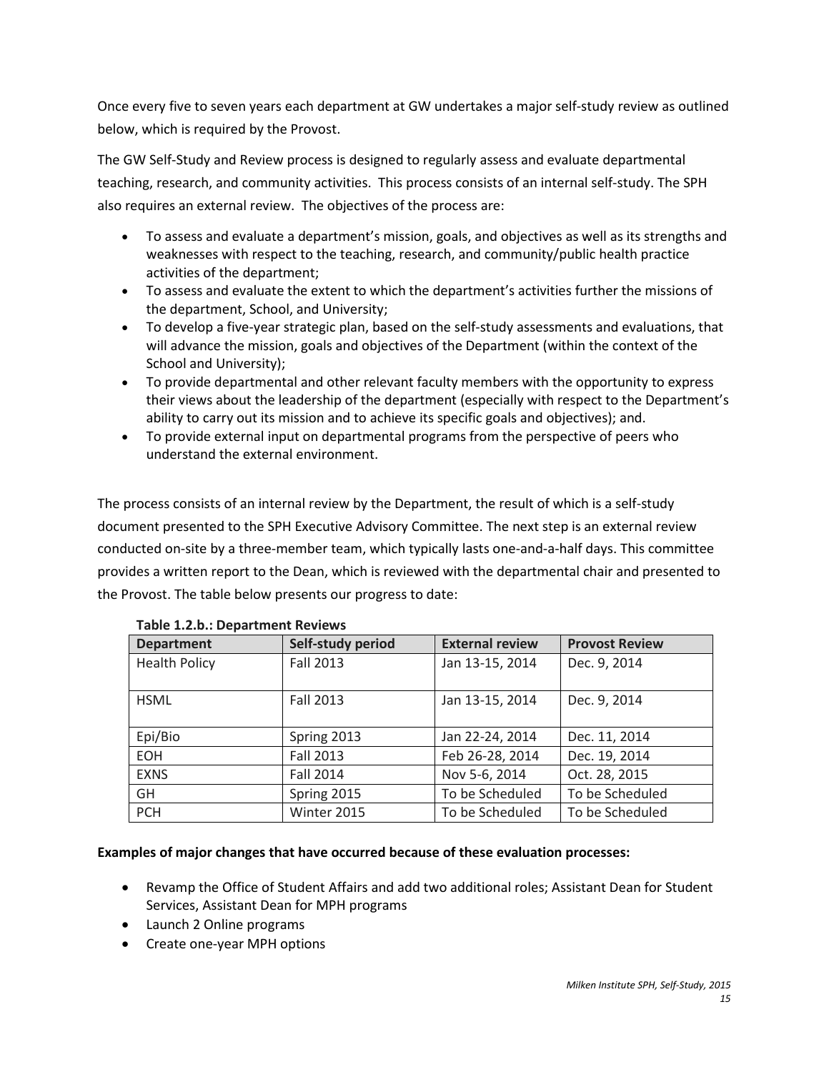Once every five to seven years each department at GW undertakes a major self-study review as outlined below, which is required by the Provost.

The GW Self-Study and Review process is designed to regularly assess and evaluate departmental teaching, research, and community activities. This process consists of an internal self-study. The SPH also requires an external review. The objectives of the process are:

- To assess and evaluate a department's mission, goals, and objectives as well as its strengths and weaknesses with respect to the teaching, research, and community/public health practice activities of the department;
- To assess and evaluate the extent to which the department's activities further the missions of the department, School, and University;
- To develop a five-year strategic plan, based on the self-study assessments and evaluations, that will advance the mission, goals and objectives of the Department (within the context of the School and University);
- To provide departmental and other relevant faculty members with the opportunity to express their views about the leadership of the department (especially with respect to the Department's ability to carry out its mission and to achieve its specific goals and objectives); and.
- To provide external input on departmental programs from the perspective of peers who understand the external environment.

The process consists of an internal review by the Department, the result of which is a self-study document presented to the SPH Executive Advisory Committee. The next step is an external review conducted on-site by a three-member team, which typically lasts one-and-a-half days. This committee provides a written report to the Dean, which is reviewed with the departmental chair and presented to the Provost. The table below presents our progress to date:

**Table 1.2.b.: Department Reviews**

| Department | Self-study period | External review | Provost Review |
|---|---|---|---|
| Health Policy | Fall 2013 | Jan 13-15, 2014 | Dec. 9, 2014 |
| HSML | Fall 2013 | Jan 13-15, 2014 | Dec. 9, 2014 |
| Epi/Bio | Spring 2013 | Jan 22-24, 2014 | Dec. 11, 2014 |
| EOH | Fall 2013 | Feb 26-28, 2014 | Dec. 19, 2014 |
| EXNS | Fall 2014 | Nov 5-6, 2014 | Oct. 28, 2015 |
| GH | Spring 2015 | To be Scheduled | To be Scheduled |
| PCH | Winter 2015 | To be Scheduled | To be Scheduled |

**Examples of major changes that have occurred because of these evaluation processes:**

- Revamp the Office of Student Affairs and add two additional roles; Assistant Dean for Student Services, Assistant Dean for MPH programs
- Launch 2 Online programs
- Create one-year MPH options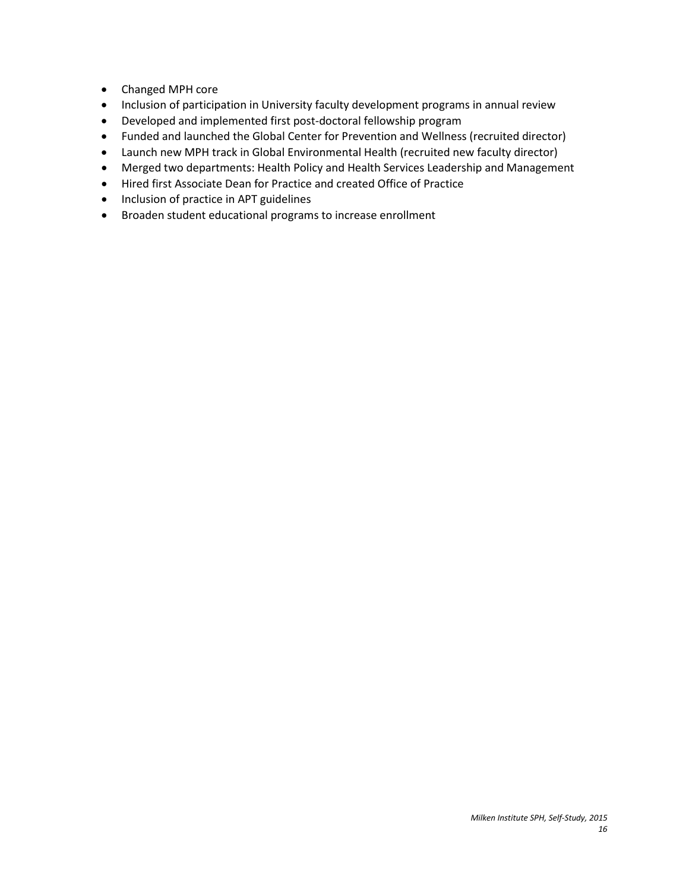- Changed MPH core
- Inclusion of participation in University faculty development programs in annual review
- Developed and implemented first post-doctoral fellowship program
- Funded and launched the Global Center for Prevention and Wellness (recruited director)
- Launch new MPH track in Global Environmental Health (recruited new faculty director)
- Merged two departments: Health Policy and Health Services Leadership and Management
- Hired first Associate Dean for Practice and created Office of Practice
- Inclusion of practice in APT guidelines
- Broaden student educational programs to increase enrollment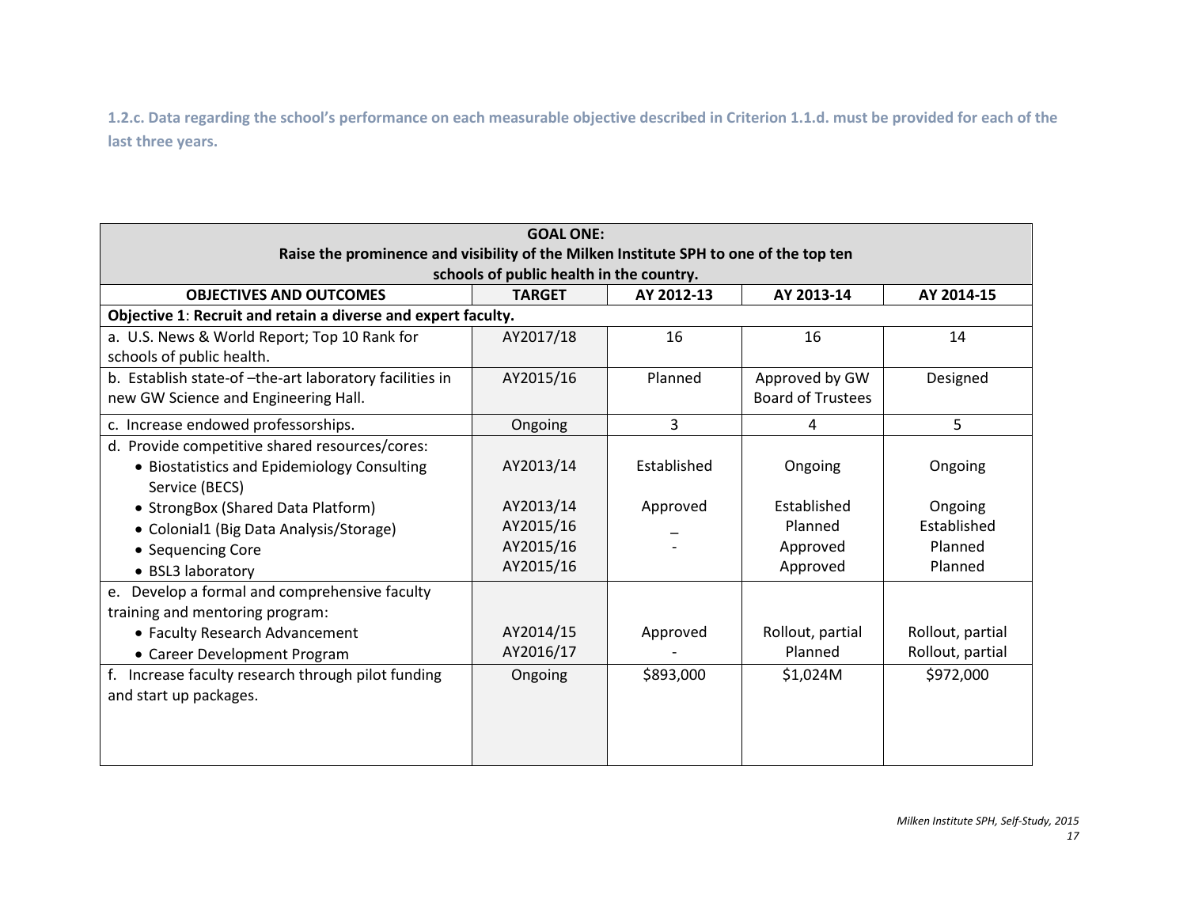**1.2.c. Data regarding the school's performance on each measurable objective described in Criterion 1.1.d. must be provided for each of the last three years.**

| **GOAL ONE: Raise the prominence and visibility of the Milken Institute SPH to one of the top ten schools of public health in the country.** | | | | |
|---|---|---|---|---|
| **OBJECTIVES AND OUTCOMES** | **TARGET** | **AY 2012-13** | **AY 2013-14** | **AY 2014-15** |
| **Objective 1**: **Recruit and retain a diverse and expert faculty.** | | | | |
| a. U.S. News & World Report; Top 10 Rank for schools of public health. | AY2017/18 | 16 | 16 | 14 |
| b. Establish state-of –the-art laboratory facilities in new GW Science and Engineering Hall. | AY2015/16 | Planned | Approved by GW Board of Trustees | Designed |
| c. Increase endowed professorships. | Ongoing | 3 | 4 | 5 |
| d. Provide competitive shared resources/cores: | | | | |
| • Biostatistics and Epidemiology Consulting Service (BECS) | AY2013/14 | Established | Ongoing | Ongoing |
| • StrongBox (Shared Data Platform) | AY2013/14 | Approved | Established | Ongoing |
| • Colonial1 (Big Data Analysis/Storage) | AY2015/16 | _ | Planned | Established |
| • Sequencing Core | AY2015/16 | - | Approved | Planned |
| • BSL3 laboratory | AY2015/16 | | Approved | Planned |
| e. Develop a formal and comprehensive faculty training and mentoring program: | | | | |
| • Faculty Research Advancement | AY2014/15 | Approved | Rollout, partial | Rollout, partial |
| • Career Development Program | AY2016/17 | - | Planned | Rollout, partial |
| f. Increase faculty research through pilot funding and start up packages. | Ongoing | $893,000 | $1,024M | $972,000 |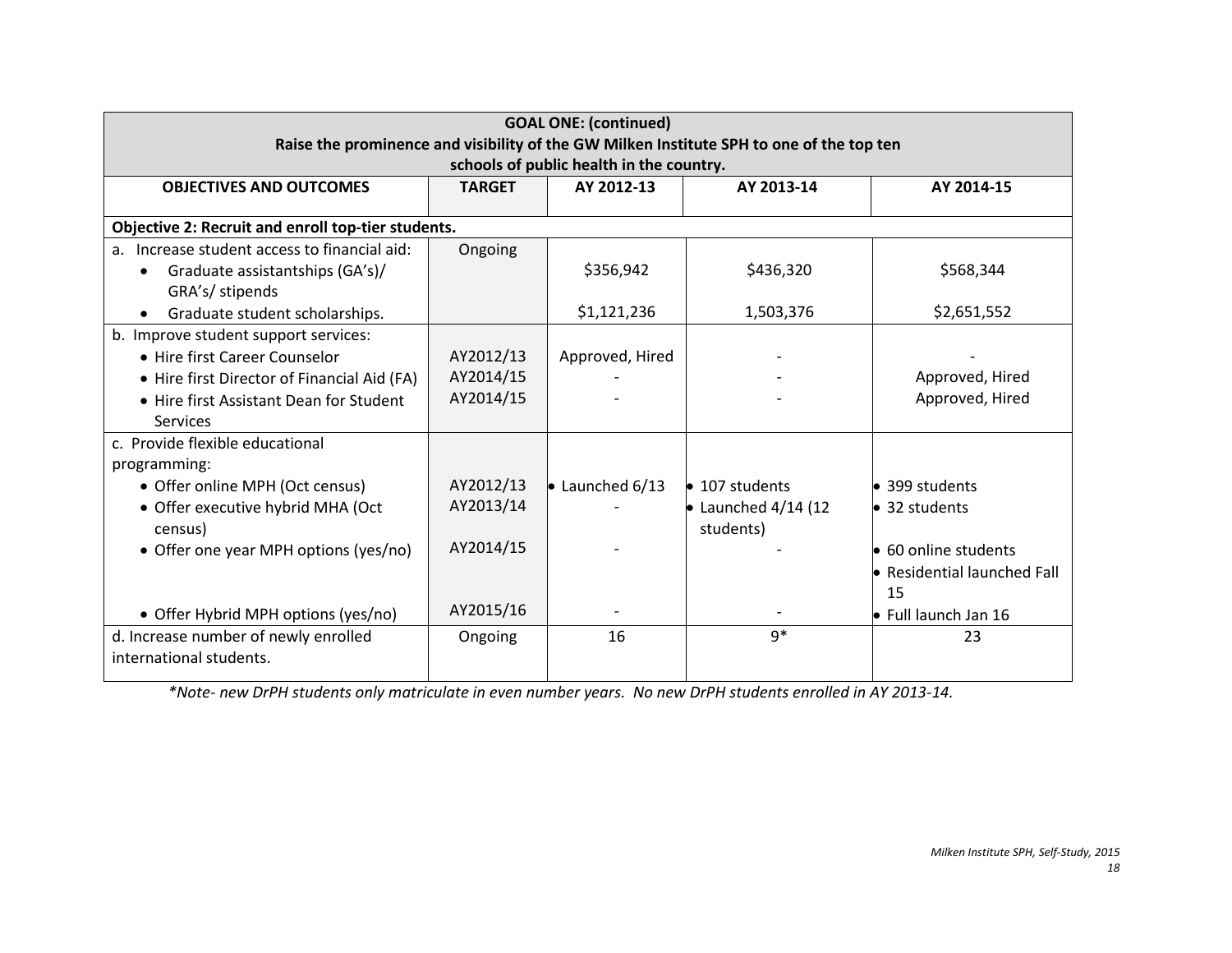| GOAL ONE: (continued) Raise the prominence and visibility of the GW Milken Institute SPH to one of the top ten schools of public health in the country. | | | | |
|---|---|---|---|---|
| **OBJECTIVES AND OUTCOMES** | **TARGET** | **AY 2012-13** | **AY 2013-14** | **AY 2014-15** |
| **Objective 2: Recruit and enroll top-tier students.** | | | | |
| a. Increase student access to financial aid: | Ongoing | | | |
| • Graduate assistantships (GA's)/ GRA's/ stipends | | $356,942 | $436,320 | $568,344 |
| • Graduate student scholarships. | | $1,121,236 | 1,503,376 | $2,651,552 |
| b. Improve student support services: | | | | |
| • Hire first Career Counselor | AY2012/13 | Approved, Hired | - | - |
| • Hire first Director of Financial Aid (FA) | AY2014/15 | - | - | Approved, Hired |
| • Hire first Assistant Dean for Student Services | AY2014/15 | - | - | Approved, Hired |
| c. Provide flexible educational programming: | | | | |
| • Offer online MPH (Oct census) | AY2012/13 | • Launched 6/13 | • 107 students | • 399 students |
| • Offer executive hybrid MHA (Oct census) | AY2013/14 | - | • Launched 4/14 (12 students) | • 32 students |
| • Offer one year MPH options (yes/no) | AY2014/15 | - | - | • 60 online students • Residential launched Fall 15 |
| • Offer Hybrid MPH options (yes/no) | AY2015/16 | - | - | • Full launch Jan 16 |
| d. Increase number of newly enrolled international students. | Ongoing | 16 | 9* | 23 |

*\*Note- new DrPH students only matriculate in even number years. No new DrPH students enrolled in AY 2013-14.*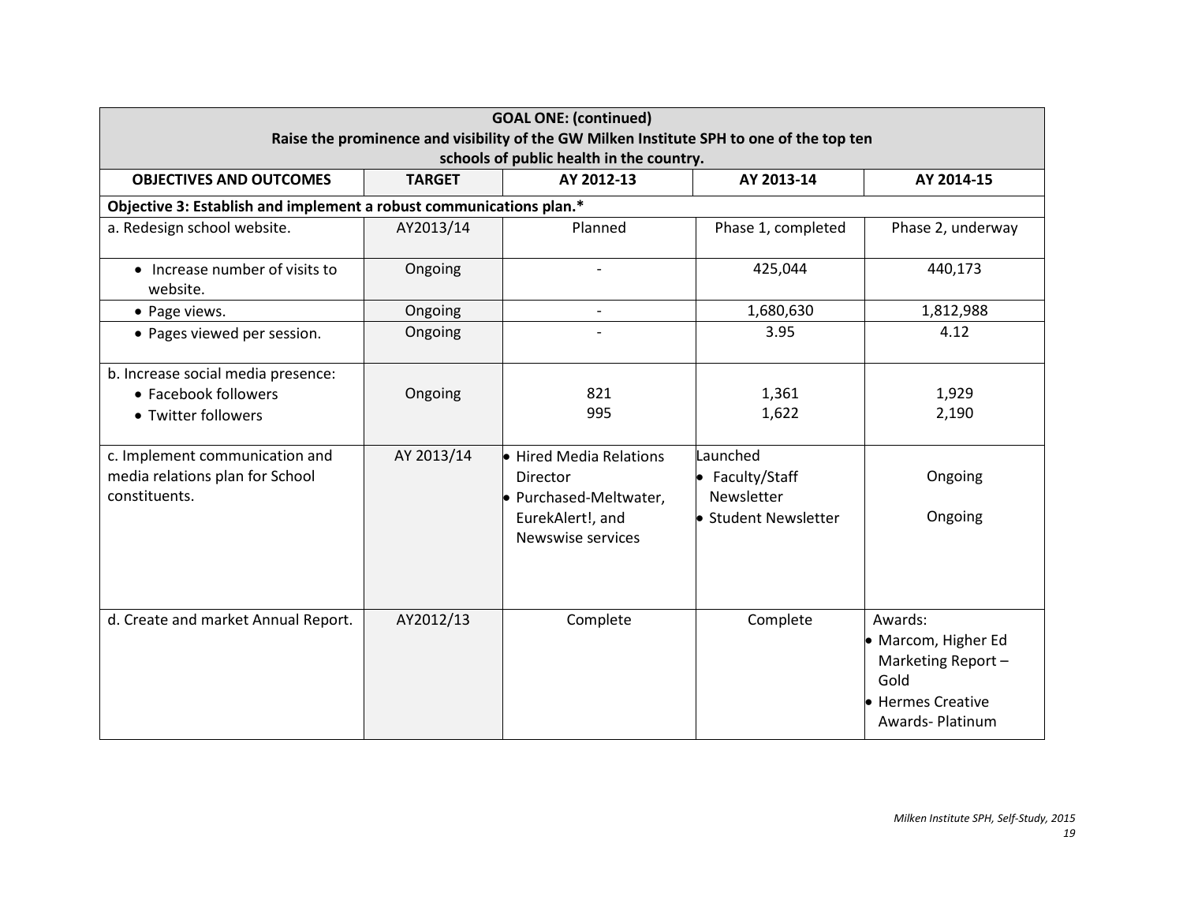| GOAL ONE: (continued) Raise the prominence and visibility of the GW Milken Institute SPH to one of the top ten schools of public health in the country. | | | | |
|---|---|---|---|---|
| **OBJECTIVES AND OUTCOMES** | **TARGET** | **AY 2012-13** | **AY 2013-14** | **AY 2014-15** |
| **Objective 3: Establish and implement a robust communications plan.*** | | | | |
| a. Redesign school website. | AY2013/14 | Planned | Phase 1, completed | Phase 2, underway |
| • Increase number of visits to website. | Ongoing | - | 425,044 | 440,173 |
| • Page views. | Ongoing | - | 1,680,630 | 1,812,988 |
| • Pages viewed per session. | Ongoing | - | 3.95 | 4.12 |
| b. Increase social media presence: <br> • Facebook followers <br> • Twitter followers | Ongoing | 821 <br> 995 | 1,361 <br> 1,622 | 1,929 <br> 2,190 |
| c. Implement communication and media relations plan for School constituents. | AY 2013/14 | • Hired Media Relations Director <br> • Purchased-Meltwater, EurekAlert!, and Newswise services | Launched <br> • Faculty/Staff Newsletter <br> • Student Newsletter | Ongoing <br> Ongoing |
| d. Create and market Annual Report. | AY2012/13 | Complete | Complete | Awards: <br> • Marcom, Higher Ed Marketing Report – Gold <br> • Hermes Creative Awards- Platinum |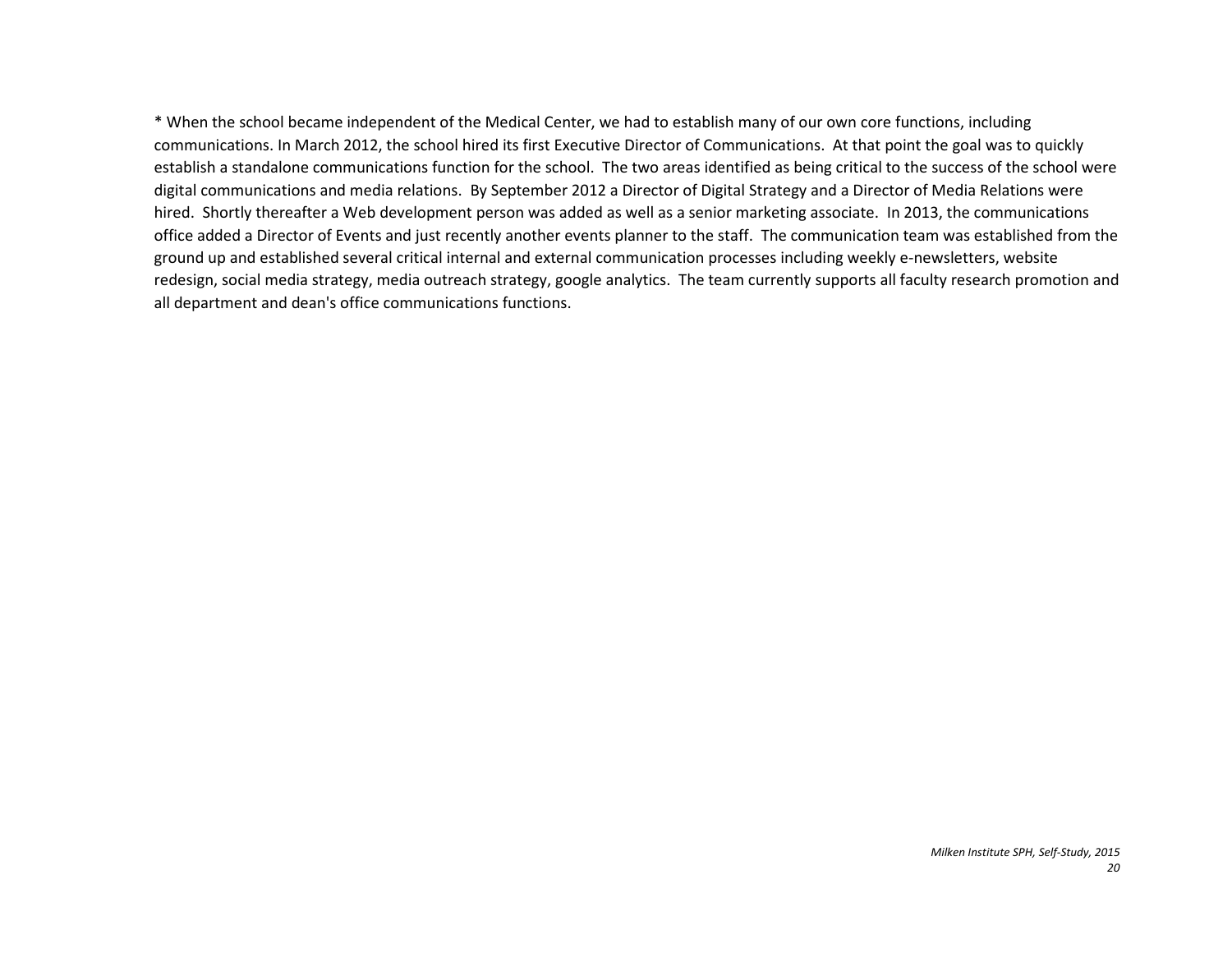* When the school became independent of the Medical Center, we had to establish many of our own core functions, including communications. In March 2012, the school hired its first Executive Director of Communications. At that point the goal was to quickly establish a standalone communications function for the school. The two areas identified as being critical to the success of the school were digital communications and media relations. By September 2012 a Director of Digital Strategy and a Director of Media Relations were hired. Shortly thereafter a Web development person was added as well as a senior marketing associate. In 2013, the communications office added a Director of Events and just recently another events planner to the staff. The communication team was established from the ground up and established several critical internal and external communication processes including weekly e-newsletters, website redesign, social media strategy, media outreach strategy, google analytics. The team currently supports all faculty research promotion and all department and dean's office communications functions.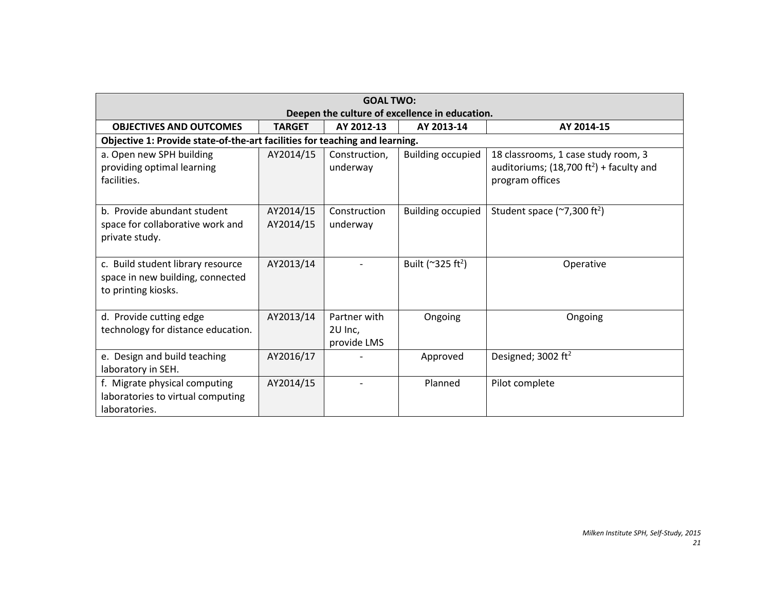| GOAL TWO: Deepen the culture of excellence in education. | | | | |
|---|---|---|---|---|
| **OBJECTIVES AND OUTCOMES** | **TARGET** | **AY 2012-13** | **AY 2013-14** | **AY 2014-15** |
| **Objective 1: Provide state-of-the-art facilities for teaching and learning.** | | | | |
| a. Open new SPH building providing optimal learning facilities. | AY2014/15 | Construction, underway | Building occupied | 18 classrooms, 1 case study room, 3 auditoriums; (18,700 ft$^2$) + faculty and program offices |
| b. Provide abundant student space for collaborative work and private study. | AY2014/15 AY2014/15 | Construction underway | Building occupied | Student space (~7,300 ft$^2$) |
| c. Build student library resource space in new building, connected to printing kiosks. | AY2013/14 | - | Built (~325 ft$^2$) | Operative |
| d. Provide cutting edge technology for distance education. | AY2013/14 | Partner with 2U Inc, provide LMS | Ongoing | Ongoing |
| e. Design and build teaching laboratory in SEH. | AY2016/17 | - | Approved | Designed; 3002 ft$^2$ |
| f. Migrate physical computing laboratories to virtual computing laboratories. | AY2014/15 | - | Planned | Pilot complete |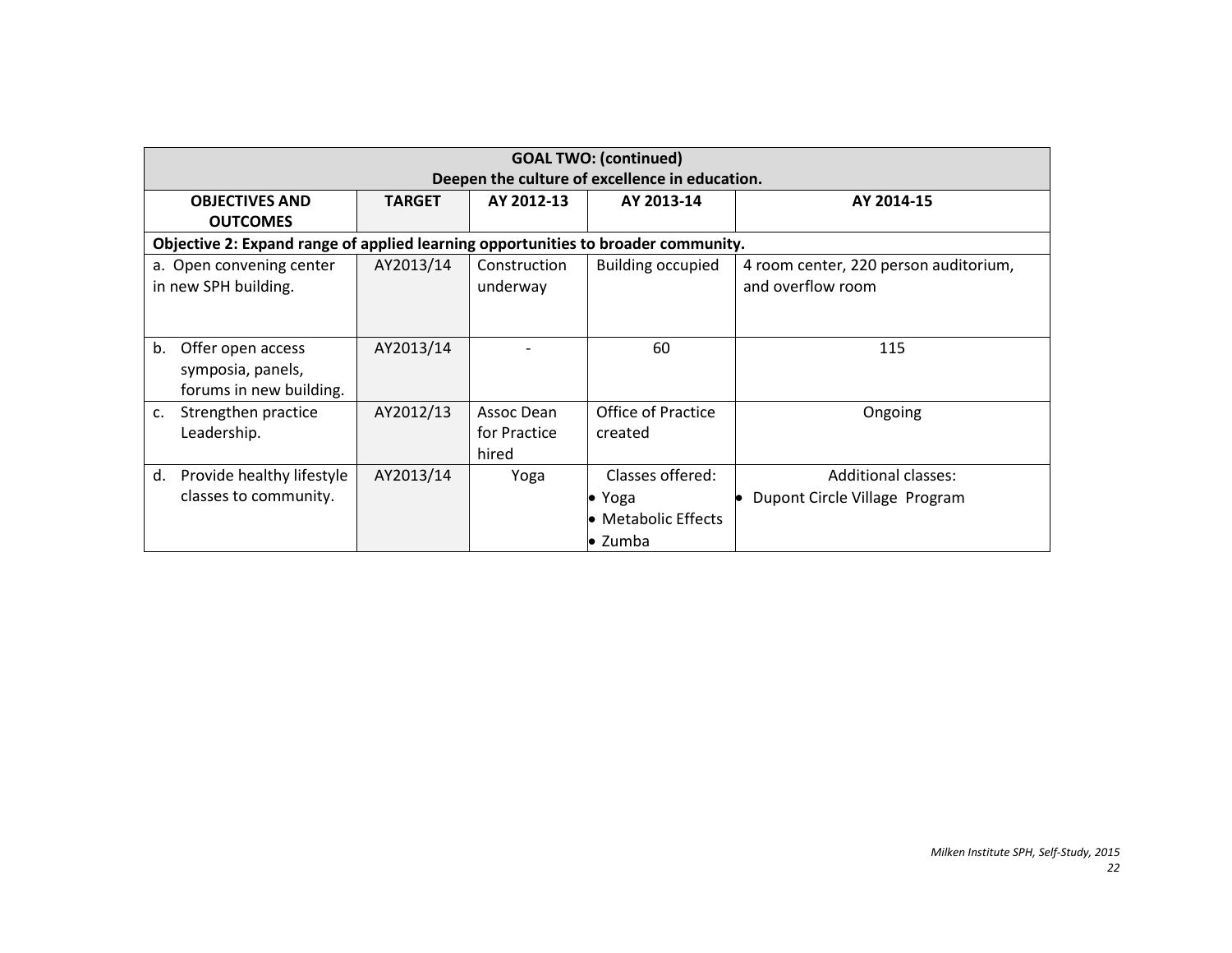| GOAL TWO: (continued) Deepen the culture of excellence in education. | | | | |
|---|---|---|---|---|
| **OBJECTIVES AND OUTCOMES** | **TARGET** | **AY 2012-13** | **AY 2013-14** | **AY 2014-15** |
| **Objective 2: Expand range of applied learning opportunities to broader community.** | | | | |
| a. Open convening center in new SPH building. | AY2013/14 | Construction underway | Building occupied | 4 room center, 220 person auditorium, and overflow room |
| b. Offer open access symposia, panels, forums in new building. | AY2013/14 | - | 60 | 115 |
| c. Strengthen practice Leadership. | AY2012/13 | Assoc Dean for Practice hired | Office of Practice created | Ongoing |
| d. Provide healthy lifestyle classes to community. | AY2013/14 | Yoga | Classes offered: • Yoga • Metabolic Effects • Zumba | Additional classes: • Dupont Circle Village Program |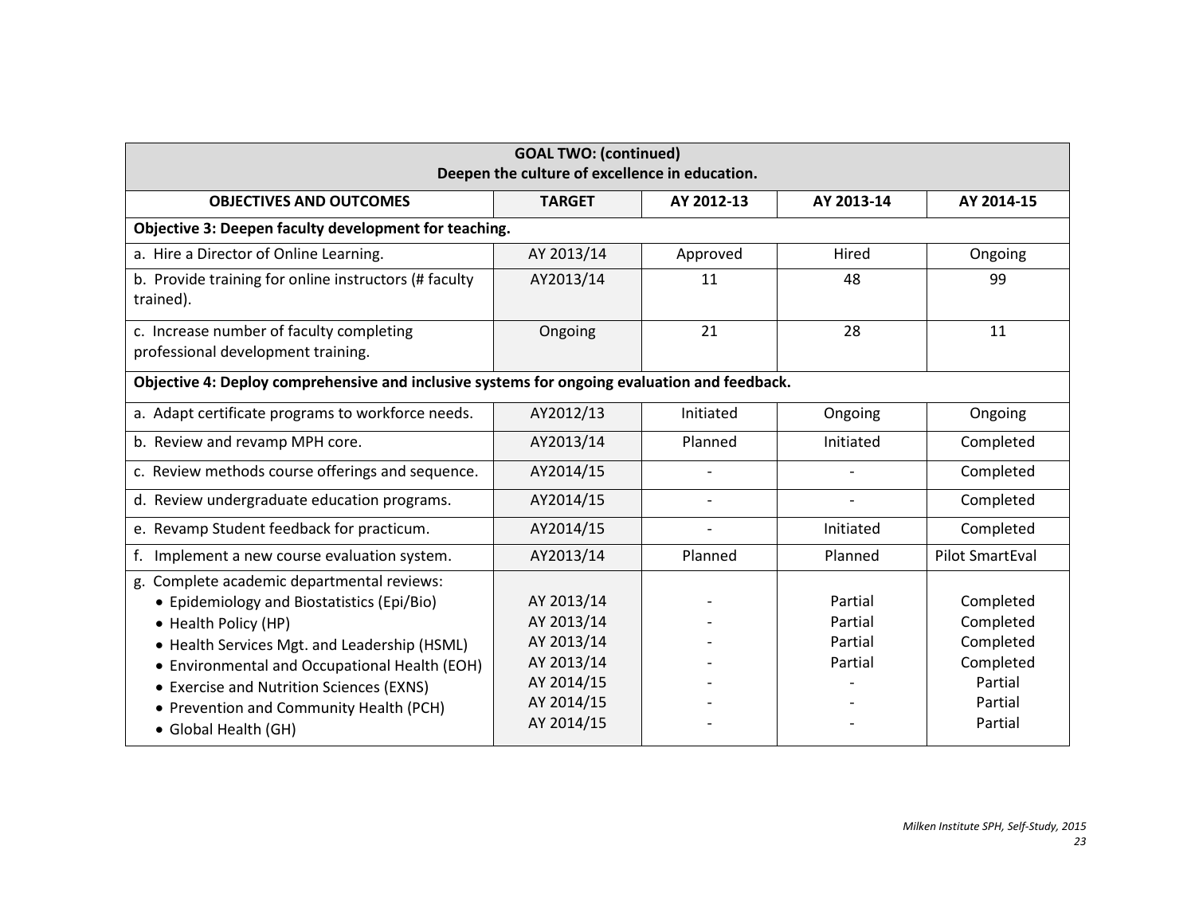| GOAL TWO: (continued)<br>Deepen the culture of excellence in education. | | | | |
|---|---|---|---|---|
| **OBJECTIVES AND OUTCOMES** | **TARGET** | **AY 2012-13** | **AY 2013-14** | **AY 2014-15** |
| **Objective 3: Deepen faculty development for teaching.** | | | | |
| a. Hire a Director of Online Learning. | AY 2013/14 | Approved | Hired | Ongoing |
| b. Provide training for online instructors (# faculty trained). | AY2013/14 | 11 | 48 | 99 |
| c. Increase number of faculty completing professional development training. | Ongoing | 21 | 28 | 11 |
| **Objective 4: Deploy comprehensive and inclusive systems for ongoing evaluation and feedback.** | | | | |
| a. Adapt certificate programs to workforce needs. | AY2012/13 | Initiated | Ongoing | Ongoing |
| b. Review and revamp MPH core. | AY2013/14 | Planned | Initiated | Completed |
| c. Review methods course offerings and sequence. | AY2014/15 | - | - | Completed |
| d. Review undergraduate education programs. | AY2014/15 | - | - | Completed |
| e. Revamp Student feedback for practicum. | AY2014/15 | - | Initiated | Completed |
| f. Implement a new course evaluation system. | AY2013/14 | Planned | Planned | Pilot SmartEval |
| g. Complete academic departmental reviews: | | | | |
| • Epidemiology and Biostatistics (Epi/Bio) | AY 2013/14 | - | Partial | Completed |
| • Health Policy (HP) | AY 2013/14 | - | Partial | Completed |
| • Health Services Mgt. and Leadership (HSML) | AY 2013/14 | - | Partial | Completed |
| • Environmental and Occupational Health (EOH) | AY 2013/14 | - | Partial | Completed |
| • Exercise and Nutrition Sciences (EXNS) | AY 2014/15 | - | - | Partial |
| • Prevention and Community Health (PCH) | AY 2014/15 | - | - | Partial |
| • Global Health (GH) | AY 2014/15 | - | - | Partial |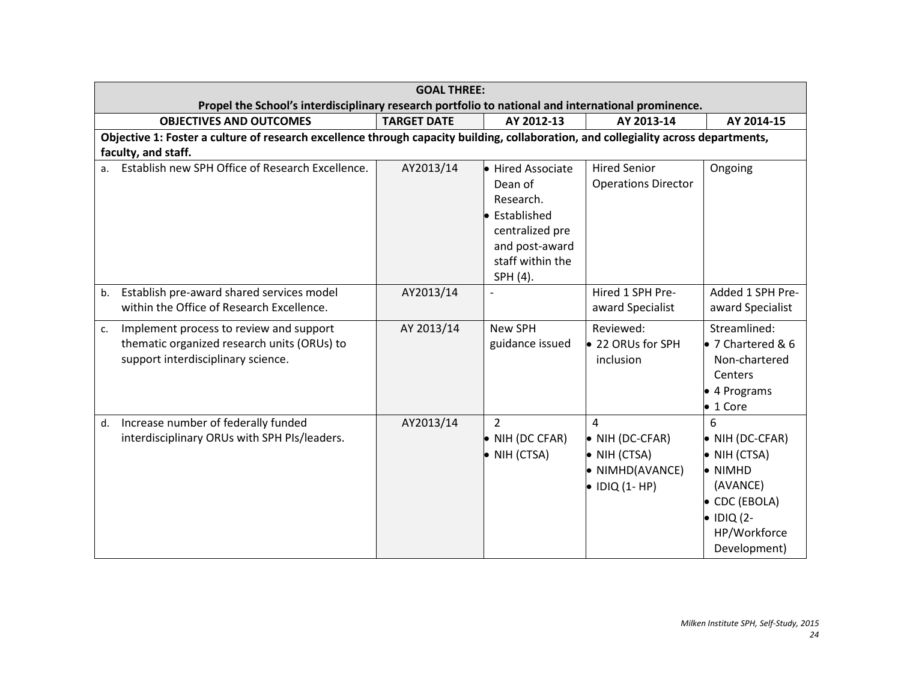| GOAL THREE: Propel the School's interdisciplinary research portfolio to national and international prominence. | | | | |
|---|---|---|---|---|
| **OBJECTIVES AND OUTCOMES** | **TARGET DATE** | **AY 2012-13** | **AY 2013-14** | **AY 2014-15** |
| **Objective 1: Foster a culture of research excellence through capacity building, collaboration, and collegiality across departments, faculty, and staff.** | | | | |
| a. Establish new SPH Office of Research Excellence. | AY2013/14 | • Hired Associate Dean of Research. • Established centralized pre and post-award staff within the SPH (4). | Hired Senior Operations Director | Ongoing |
| b. Establish pre-award shared services model within the Office of Research Excellence. | AY2013/14 | - | Hired 1 SPH Pre-award Specialist | Added 1 SPH Pre-award Specialist |
| c. Implement process to review and support thematic organized research units (ORUs) to support interdisciplinary science. | AY 2013/14 | New SPH guidance issued | Reviewed: • 22 ORUs for SPH inclusion | Streamlined: • 7 Chartered & 6 Non-chartered Centers • 4 Programs • 1 Core |
| d. Increase number of federally funded interdisciplinary ORUs with SPH PIs/leaders. | AY2013/14 | 2 • NIH (DC CFAR) • NIH (CTSA) | 4 • NIH (DC-CFAR) • NIH (CTSA) • NIMHD(AVANCE) • IDIQ (1- HP) | 6 • NIH (DC-CFAR) • NIH (CTSA) • NIMHD (AVANCE) • CDC (EBOLA) • IDIQ (2- HP/Workforce Development) |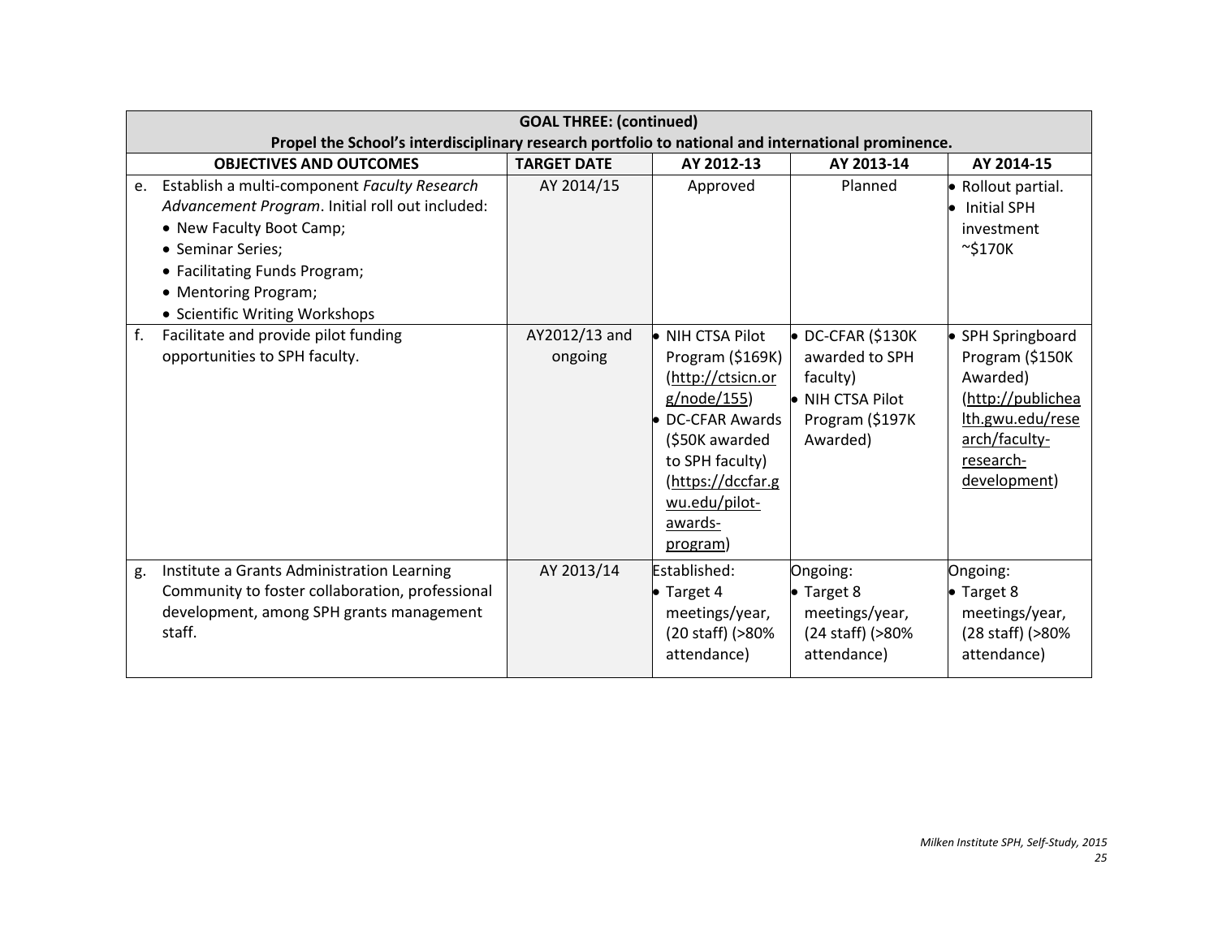| GOAL THREE: (continued) Propel the School's interdisciplinary research portfolio to national and international prominence. | | | | |
|---|---|---|---|---|
| **OBJECTIVES AND OUTCOMES** | **TARGET DATE** | **AY 2012-13** | **AY 2013-14** | **AY 2014-15** |
| e. Establish a multi-component *Faculty Research Advancement Program*. Initial roll out included: • New Faculty Boot Camp; • Seminar Series; • Facilitating Funds Program; • Mentoring Program; • Scientific Writing Workshops | AY 2014/15 | Approved | Planned | • Rollout partial. • Initial SPH investment ~$170K |
| f. Facilitate and provide pilot funding opportunities to SPH faculty. | AY2012/13 and ongoing | • NIH CTSA Pilot Program ($169K) (http://ctsicn.org/node/155) • DC-CFAR Awards ($50K awarded to SPH faculty) (https://dccfar.gwu.edu/pilot-awards-program) | • DC-CFAR ($130K awarded to SPH faculty) • NIH CTSA Pilot Program ($197K Awarded) | • SPH Springboard Program ($150K Awarded) (http://publichealth.gwu.edu/research/faculty-research-development) |
| g. Institute a Grants Administration Learning Community to foster collaboration, professional development, among SPH grants management staff. | AY 2013/14 | Established: • Target 4 meetings/year, (20 staff) (>80% attendance) | Ongoing: • Target 8 meetings/year, (24 staff) (>80% attendance) | Ongoing: • Target 8 meetings/year, (28 staff) (>80% attendance) |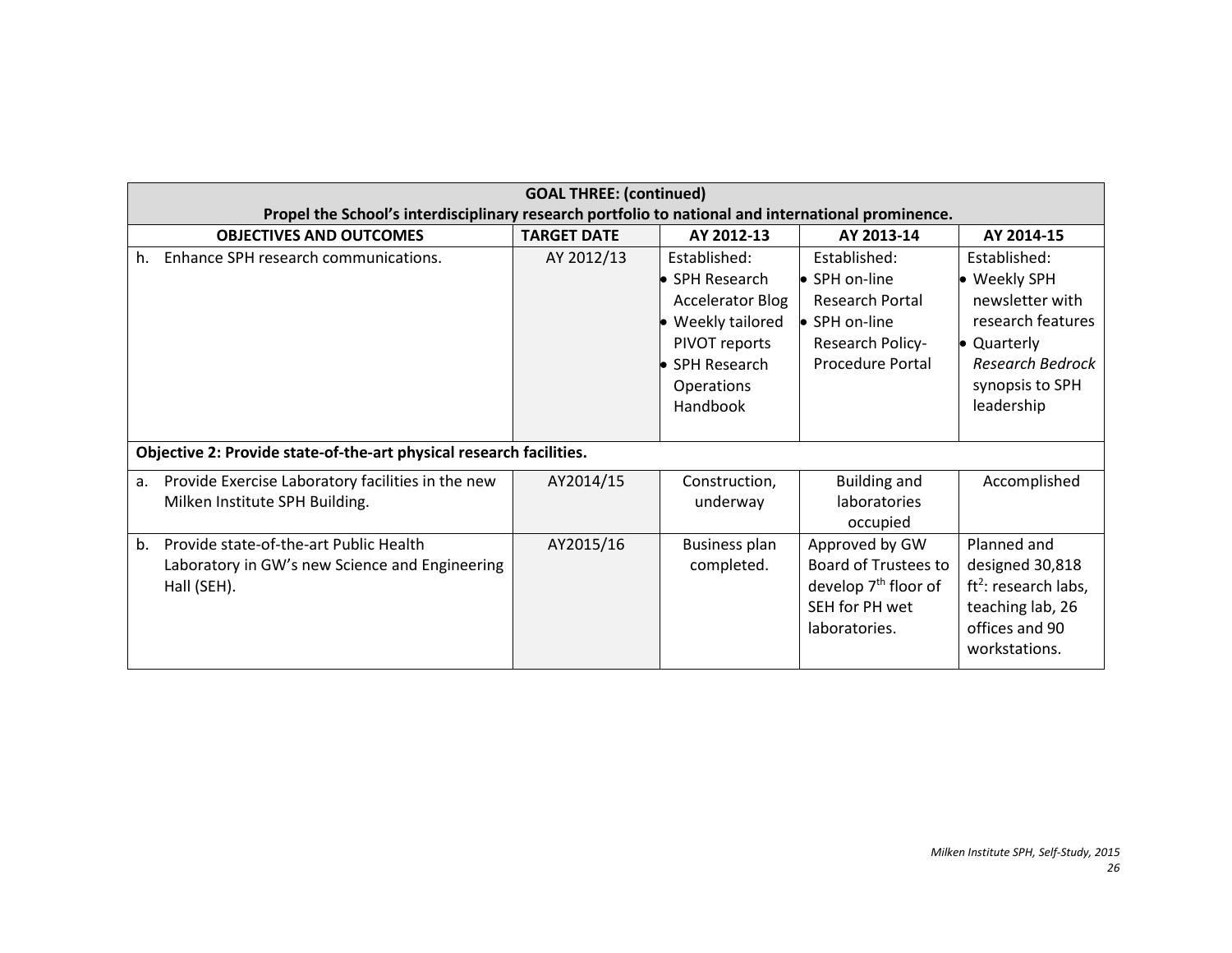| GOAL THREE: (continued) Propel the School's interdisciplinary research portfolio to national and international prominence. | | | | |
|---|---|---|---|---|
| **OBJECTIVES AND OUTCOMES** | **TARGET DATE** | **AY 2012-13** | **AY 2013-14** | **AY 2014-15** |
| h. Enhance SPH research communications. | AY 2012/13 | Established:<br>• SPH Research Accelerator Blog<br>• Weekly tailored PIVOT reports<br>• SPH Research Operations Handbook | Established:<br>• SPH on-line Research Portal<br>• SPH on-line Research Policy-Procedure Portal | Established:<br>• Weekly SPH newsletter with research features<br>• Quarterly *Research Bedrock* synopsis to SPH leadership |
| **Objective 2: Provide state-of-the-art physical research facilities.** | | | | |
| a. Provide Exercise Laboratory facilities in the new Milken Institute SPH Building. | AY2014/15 | Construction, underway | Building and laboratories occupied | Accomplished |
| b. Provide state-of-the-art Public Health Laboratory in GW's new Science and Engineering Hall (SEH). | AY2015/16 | Business plan completed. | Approved by GW Board of Trustees to develop 7th floor of SEH for PH wet laboratories. | Planned and designed 30,818 $ft^2$: research labs, teaching lab, 26 offices and 90 workstations. |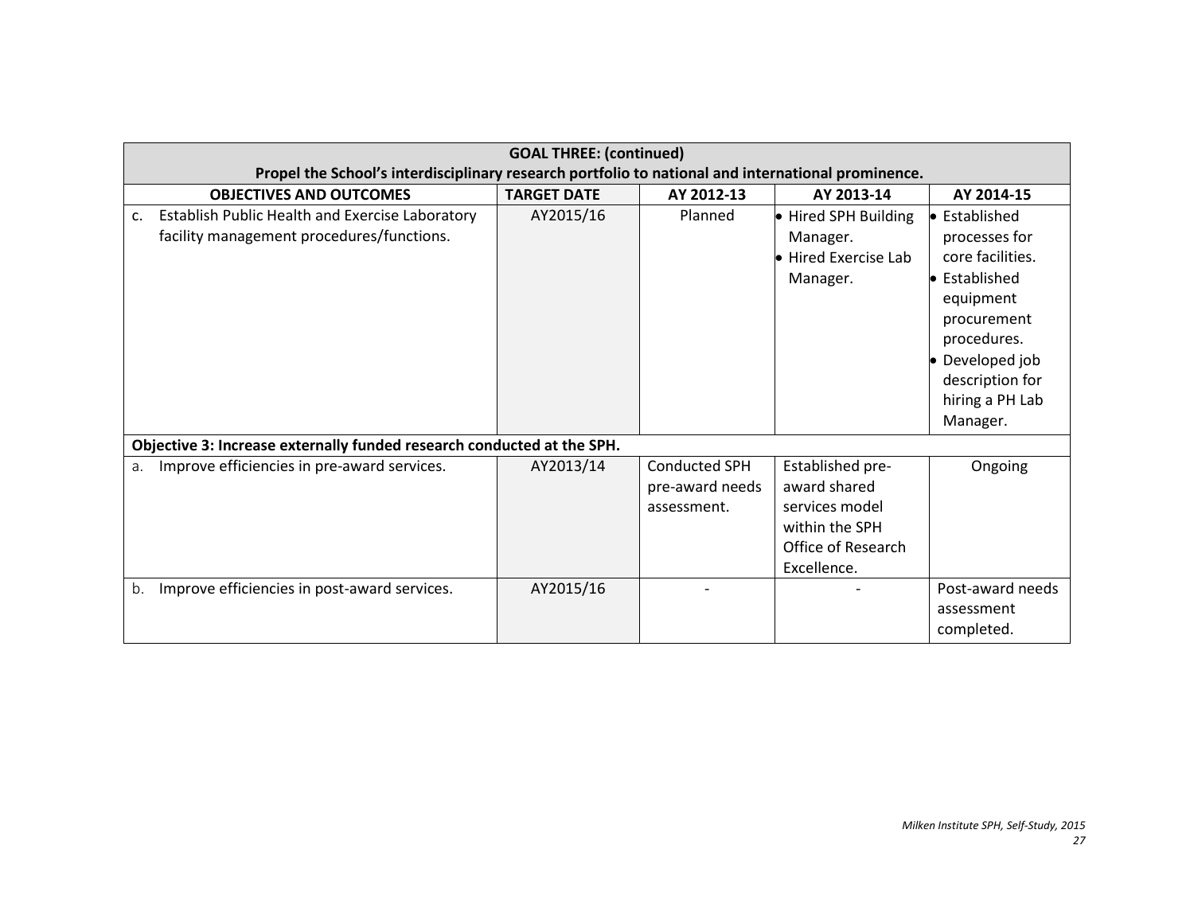| GOAL THREE: (continued) Propel the School's interdisciplinary research portfolio to national and international prominence. | | | | |
|---|---|---|---|---|
| **OBJECTIVES AND OUTCOMES** | **TARGET DATE** | **AY 2012-13** | **AY 2013-14** | **AY 2014-15** |
| c. Establish Public Health and Exercise Laboratory facility management procedures/functions. | AY2015/16 | Planned | • Hired SPH Building Manager. • Hired Exercise Lab Manager. | • Established processes for core facilities. • Established equipment procurement procedures. • Developed job description for hiring a PH Lab Manager. |
| **Objective 3: Increase externally funded research conducted at the SPH.** | | | | |
| a. Improve efficiencies in pre-award services. | AY2013/14 | Conducted SPH pre-award needs assessment. | Established pre-award shared services model within the SPH Office of Research Excellence. | Ongoing |
| b. Improve efficiencies in post-award services. | AY2015/16 | - | - | Post-award needs assessment completed. |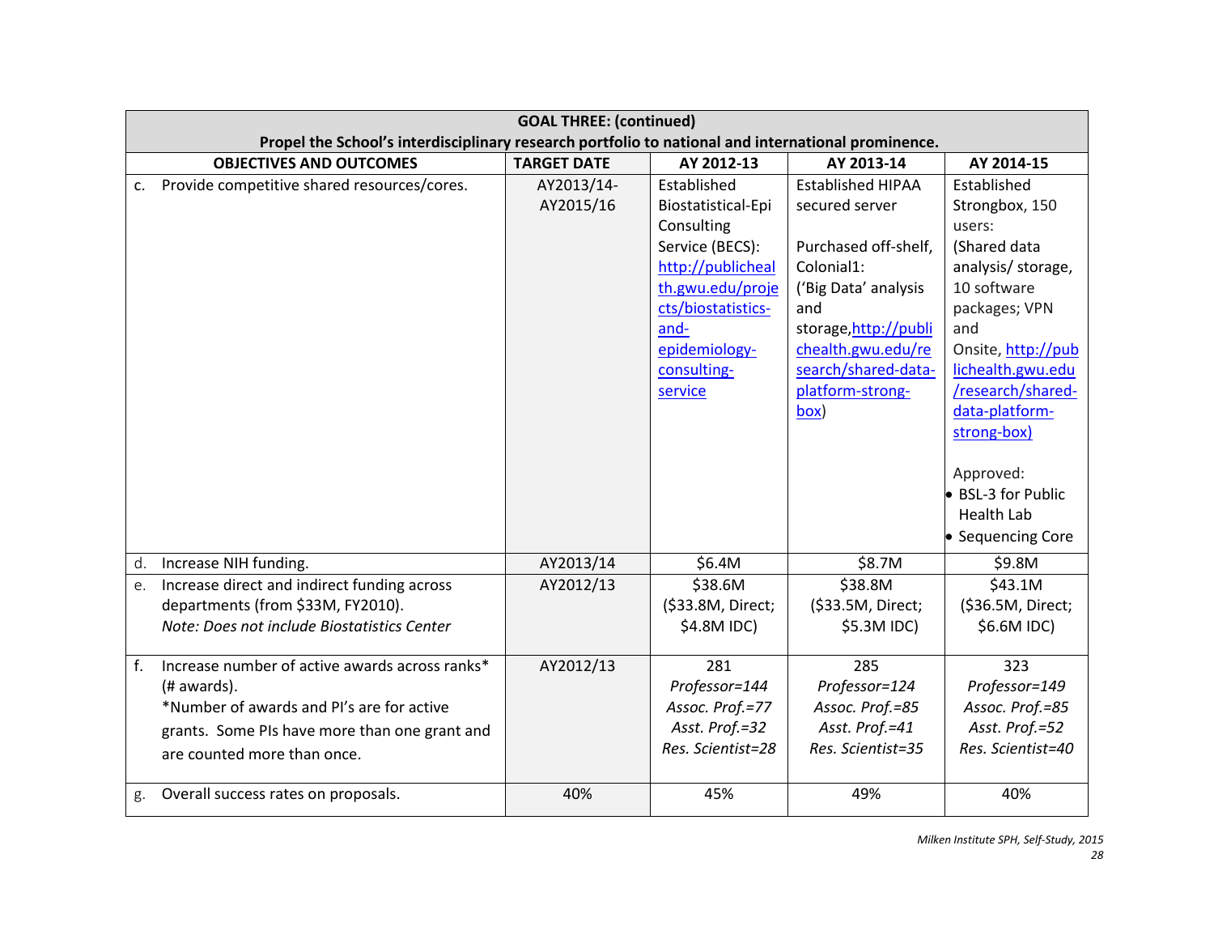| GOAL THREE: (continued) Propel the School's interdisciplinary research portfolio to national and international prominence. | | | | |
|---|---|---|---|---|
| **OBJECTIVES AND OUTCOMES** | **TARGET DATE** | **AY 2012-13** | **AY 2013-14** | **AY 2014-15** |
| c. Provide competitive shared resources/cores. | AY2013/14-AY2015/16 | Established Biostatistical-Epi Consulting Service (BECS): http://publichealth.gwu.edu/projects/biostatistics-and-epidemiology-consulting-service | Established HIPAA secured server<br><br>Purchased off-shelf, Colonial1: ('Big Data' analysis and storage,http://publichealth.gwu.edu/research/shared-data-platform-strong-box) | Established Strongbox, 150 users: (Shared data analysis/ storage, 10 software packages; VPN and Onsite, http://publichealth.gwu.edu/research/shared-data-platform-strong-box)<br><br>Approved:<br>• BSL-3 for Public Health Lab<br>• Sequencing Core |
| d. Increase NIH funding. | AY2013/14 | $6.4M | $8.7M | $9.8M |
| e. Increase direct and indirect funding across departments (from $33M, FY2010).<br>*Note: Does not include Biostatistics Center* | AY2012/13 | $38.6M ($33.8M, Direct; $4.8M IDC) | $38.8M ($33.5M, Direct; $5.3M IDC) | $43.1M ($36.5M, Direct; $6.6M IDC) |
| f. Increase number of active awards across ranks* (# awards).<br>*Number of awards and PI's are for active grants. Some PIs have more than one grant and are counted more than once. | AY2012/13 | 281<br>*Professor=144*<br>*Assoc. Prof.=77*<br>*Asst. Prof.=32*<br>*Res. Scientist=28* | 285<br>*Professor=124*<br>*Assoc. Prof.=85*<br>*Asst. Prof.=41*<br>*Res. Scientist=35* | 323<br>*Professor=149*<br>*Assoc. Prof.=85*<br>*Asst. Prof.=52*<br>*Res. Scientist=40* |
| g. Overall success rates on proposals. | 40% | 45% | 49% | 40% |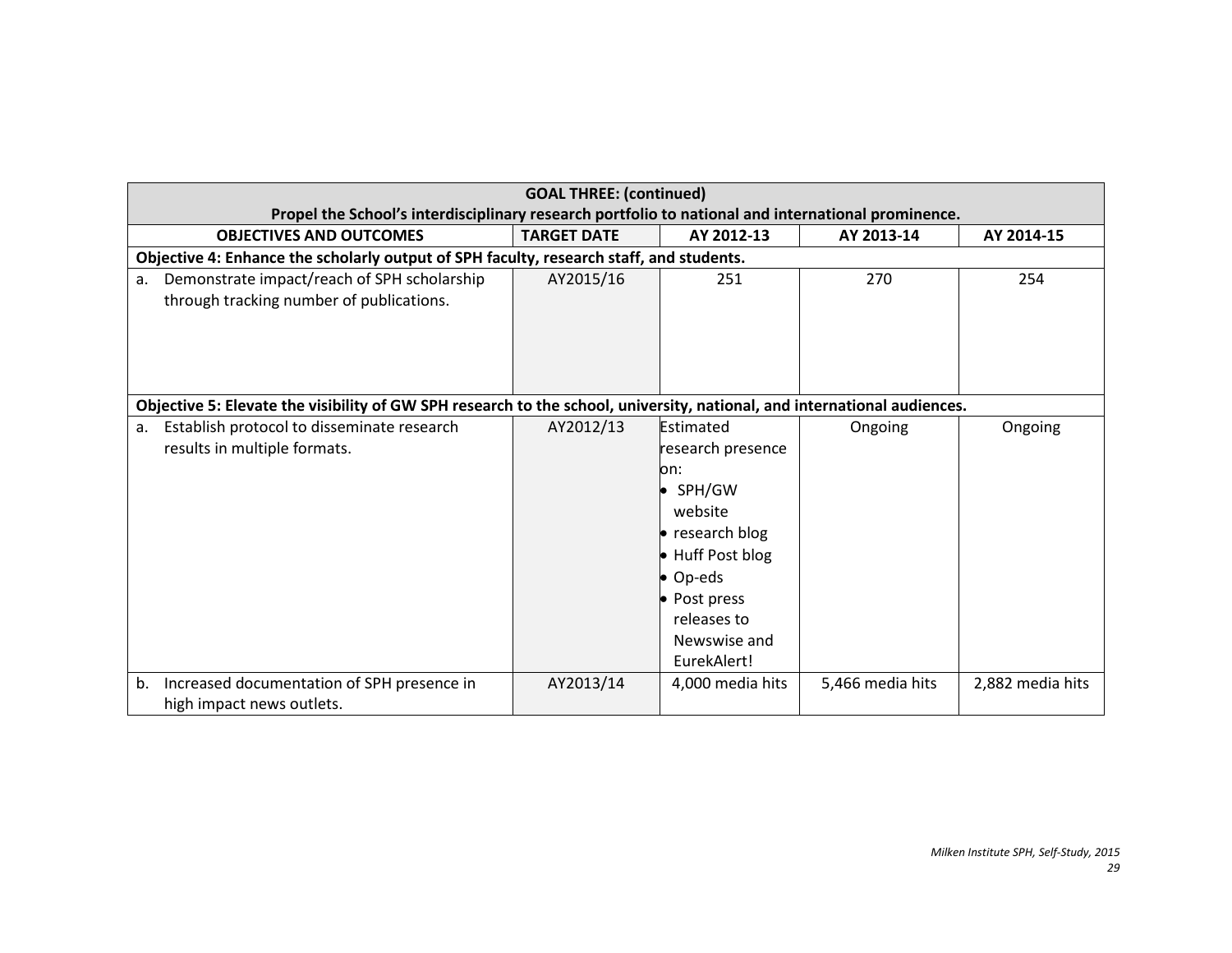| GOAL THREE: (continued) Propel the School's interdisciplinary research portfolio to national and international prominence. | | | | |
|---|---|---|---|---|
| **OBJECTIVES AND OUTCOMES** | **TARGET DATE** | **AY 2012-13** | **AY 2013-14** | **AY 2014-15** |
| **Objective 4: Enhance the scholarly output of SPH faculty, research staff, and students.** | | | | |
| a. Demonstrate impact/reach of SPH scholarship through tracking number of publications. | AY2015/16 | 251 | 270 | 254 |
| **Objective 5: Elevate the visibility of GW SPH research to the school, university, national, and international audiences.** | | | | |
| a. Establish protocol to disseminate research results in multiple formats. | AY2012/13 | Estimated research presence on: • SPH/GW website • research blog • Huff Post blog • Op-eds • Post press releases to Newswise and EurekAlert! | Ongoing | Ongoing |
| b. Increased documentation of SPH presence in high impact news outlets. | AY2013/14 | 4,000 media hits | 5,466 media hits | 2,882 media hits |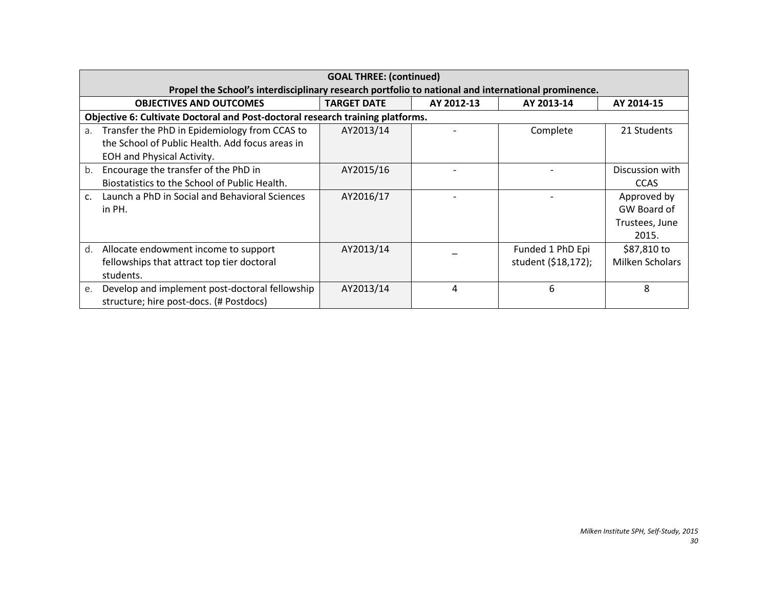| GOAL THREE: (continued) Propel the School's interdisciplinary research portfolio to national and international prominence. | | | | |
|---|---|---|---|---|
| **OBJECTIVES AND OUTCOMES** | **TARGET DATE** | **AY 2012-13** | **AY 2013-14** | **AY 2014-15** |
| **Objective 6: Cultivate Doctoral and Post-doctoral research training platforms.** | | | | |
| a. Transfer the PhD in Epidemiology from CCAS to the School of Public Health. Add focus areas in EOH and Physical Activity. | AY2013/14 | - | Complete | 21 Students |
| b. Encourage the transfer of the PhD in Biostatistics to the School of Public Health. | AY2015/16 | - | - | Discussion with CCAS |
| c. Launch a PhD in Social and Behavioral Sciences in PH. | AY2016/17 | - | - | Approved by GW Board of Trustees, June 2015. |
| d. Allocate endowment income to support fellowships that attract top tier doctoral students. | AY2013/14 | _ | Funded 1 PhD Epi student ($18,172); | $87,810 to Milken Scholars |
| e. Develop and implement post-doctoral fellowship structure; hire post-docs. (# Postdocs) | AY2013/14 | 4 | 6 | 8 |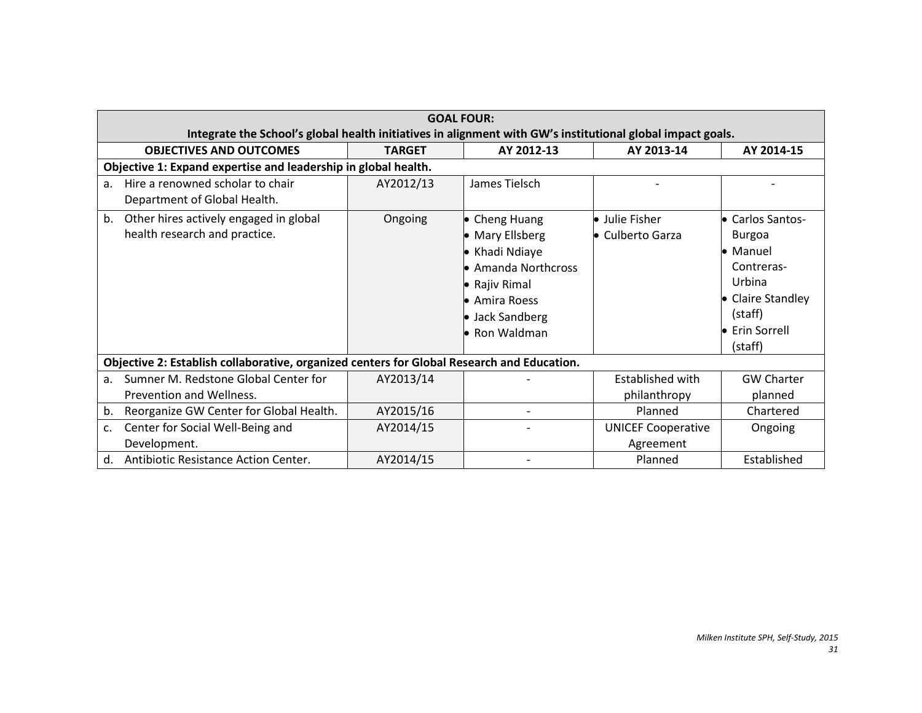| GOAL FOUR: Integrate the School's global health initiatives in alignment with GW's institutional global impact goals. | | | | |
|---|---|---|---|---|
| **OBJECTIVES AND OUTCOMES** | **TARGET** | **AY 2012-13** | **AY 2013-14** | **AY 2014-15** |
| **Objective 1: Expand expertise and leadership in global health.** | | | | |
| a. Hire a renowned scholar to chair Department of Global Health. | AY2012/13 | James Tielsch | - | - |
| b. Other hires actively engaged in global health research and practice. | Ongoing | • Cheng Huang<br>• Mary Ellsberg<br>• Khadi Ndiaye<br>• Amanda Northcross<br>• Rajiv Rimal<br>• Amira Roess<br>• Jack Sandberg<br>• Ron Waldman | • Julie Fisher<br>• Culberto Garza | • Carlos Santos-Burgoa<br>• Manuel Contreras-Urbina<br>• Claire Standley (staff)<br>• Erin Sorrell (staff) |
| **Objective 2: Establish collaborative, organized centers for Global Research and Education.** | | | | |
| a. Sumner M. Redstone Global Center for Prevention and Wellness. | AY2013/14 | - | Established with philanthropy | GW Charter planned |
| b. Reorganize GW Center for Global Health. | AY2015/16 | - | Planned | Chartered |
| c. Center for Social Well-Being and Development. | AY2014/15 | - | UNICEF Cooperative Agreement | Ongoing |
| d. Antibiotic Resistance Action Center. | AY2014/15 | - | Planned | Established |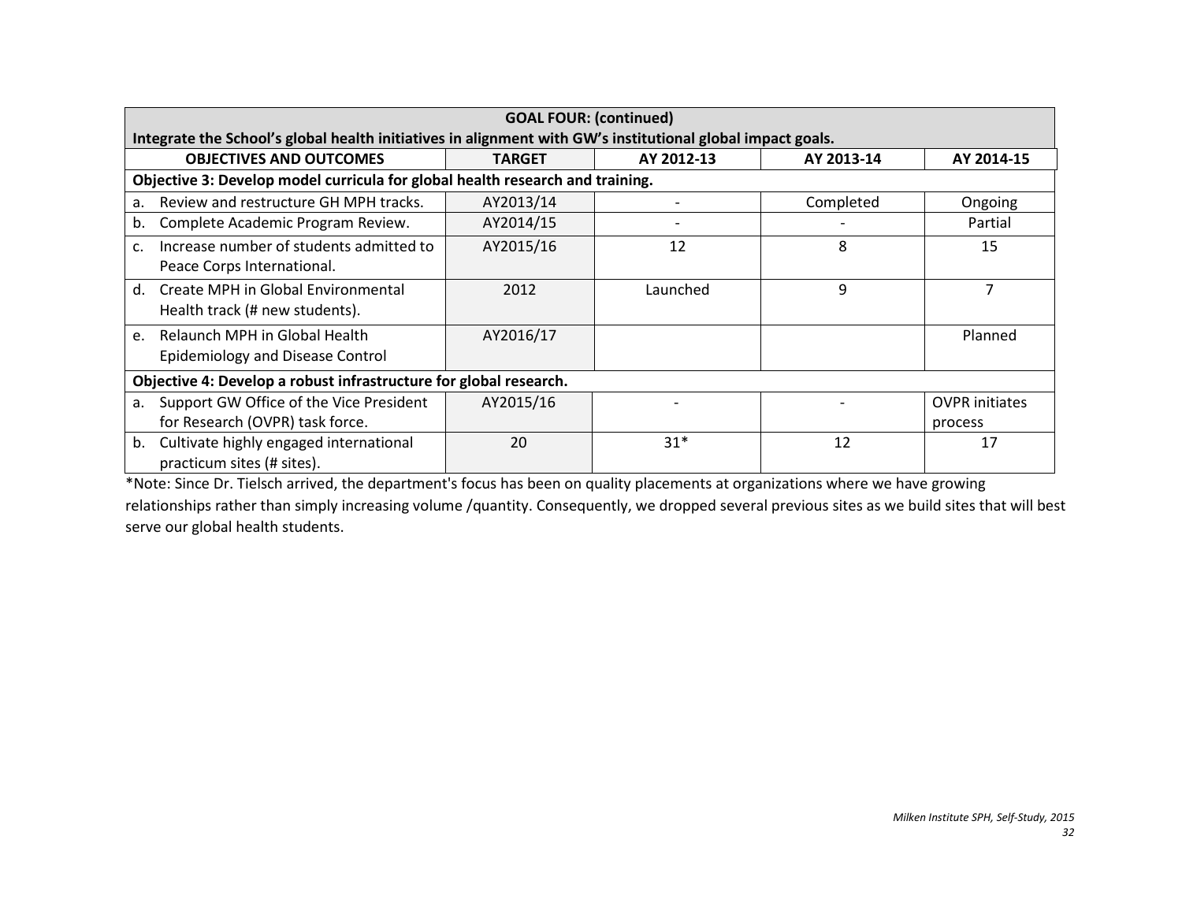| GOAL FOUR: (continued)<br>Integrate the School's global health initiatives in alignment with GW's institutional global impact goals. | | | | |
|---|---|---|---|---|
| **OBJECTIVES AND OUTCOMES** | **TARGET** | **AY 2012-13** | **AY 2013-14** | **AY 2014-15** |
| **Objective 3: Develop model curricula for global health research and training.** | | | | |
| a. Review and restructure GH MPH tracks. | AY2013/14 | - | Completed | Ongoing |
| b. Complete Academic Program Review. | AY2014/15 | - | - | Partial |
| c. Increase number of students admitted to Peace Corps International. | AY2015/16 | 12 | 8 | 15 |
| d. Create MPH in Global Environmental Health track (# new students). | 2012 | Launched | 9 | 7 |
| e. Relaunch MPH in Global Health Epidemiology and Disease Control | AY2016/17 | | | Planned |
| **Objective 4: Develop a robust infrastructure for global research.** | | | | |
| a. Support GW Office of the Vice President for Research (OVPR) task force. | AY2015/16 | - | - | OVPR initiates process |
| b. Cultivate highly engaged international practicum sites (# sites). | 20 | 31* | 12 | 17 |

*Note: Since Dr. Tielsch arrived, the department's focus has been on quality placements at organizations where we have growing relationships rather than simply increasing volume /quantity. Consequently, we dropped several previous sites as we build sites that will best serve our global health students.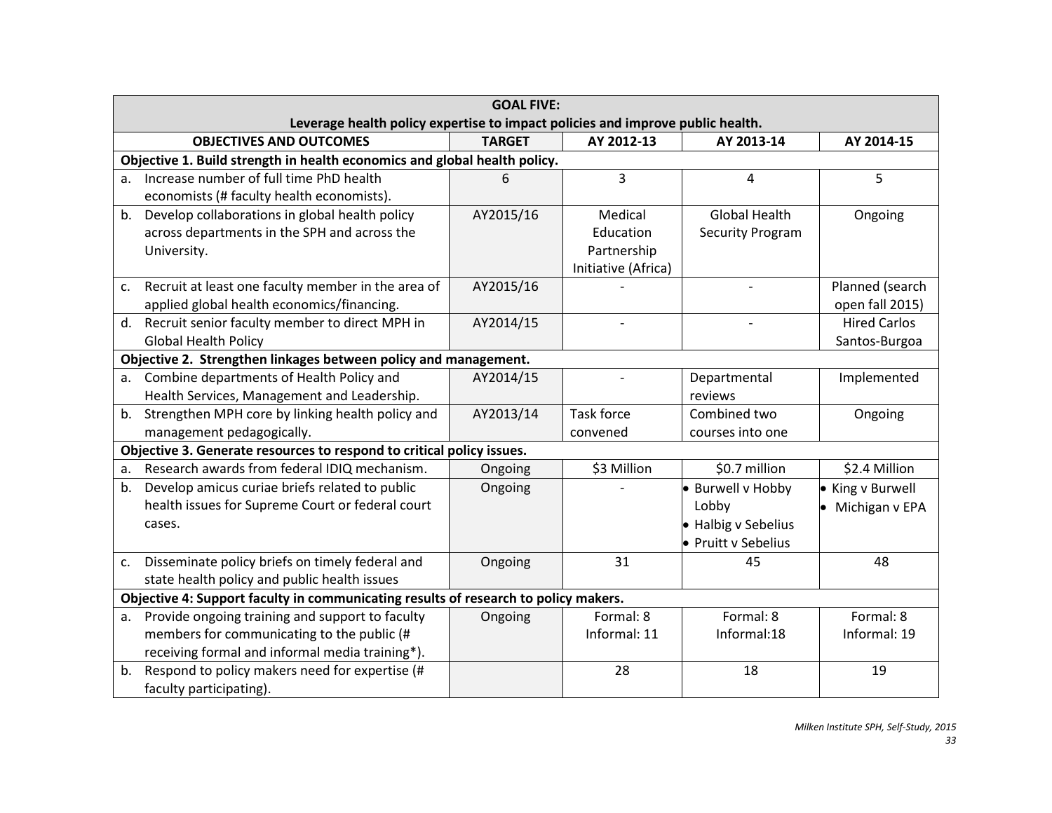| GOAL FIVE: Leverage health policy expertise to impact policies and improve public health. | | | | |
|---|---|---|---|---|
| **OBJECTIVES AND OUTCOMES** | **TARGET** | **AY 2012-13** | **AY 2013-14** | **AY 2014-15** |
| **Objective 1. Build strength in health economics and global health policy.** | | | | |
| a. Increase number of full time PhD health economists (# faculty health economists). | 6 | 3 | 4 | 5 |
| b. Develop collaborations in global health policy across departments in the SPH and across the University. | AY2015/16 | Medical Education Partnership Initiative (Africa) | Global Health Security Program | Ongoing |
| c. Recruit at least one faculty member in the area of applied global health economics/financing. | AY2015/16 | - | - | Planned (search open fall 2015) |
| d. Recruit senior faculty member to direct MPH in Global Health Policy | AY2014/15 | - | - | Hired Carlos Santos-Burgoa |
| **Objective 2. Strengthen linkages between policy and management.** | | | | |
| a. Combine departments of Health Policy and Health Services, Management and Leadership. | AY2014/15 | - | Departmental reviews | Implemented |
| b. Strengthen MPH core by linking health policy and management pedagogically. | AY2013/14 | Task force convened | Combined two courses into one | Ongoing |
| **Objective 3. Generate resources to respond to critical policy issues.** | | | | |
| a. Research awards from federal IDIQ mechanism. | Ongoing | $3 Million | $0.7 million | $2.4 Million |
| b. Develop amicus curiae briefs related to public health issues for Supreme Court or federal court cases. | Ongoing | - | • Burwell v Hobby Lobby<br>• Halbig v Sebelius<br>• Pruitt v Sebelius | • King v Burwell<br>• Michigan v EPA |
| c. Disseminate policy briefs on timely federal and state health policy and public health issues | Ongoing | 31 | 45 | 48 |
| **Objective 4: Support faculty in communicating results of research to policy makers.** | | | | |
| a. Provide ongoing training and support to faculty members for communicating to the public (# receiving formal and informal media training*). | Ongoing | Formal: 8<br>Informal: 11 | Formal: 8<br>Informal:18 | Formal: 8<br>Informal: 19 |
| b. Respond to policy makers need for expertise (# faculty participating). | | 28 | 18 | 19 |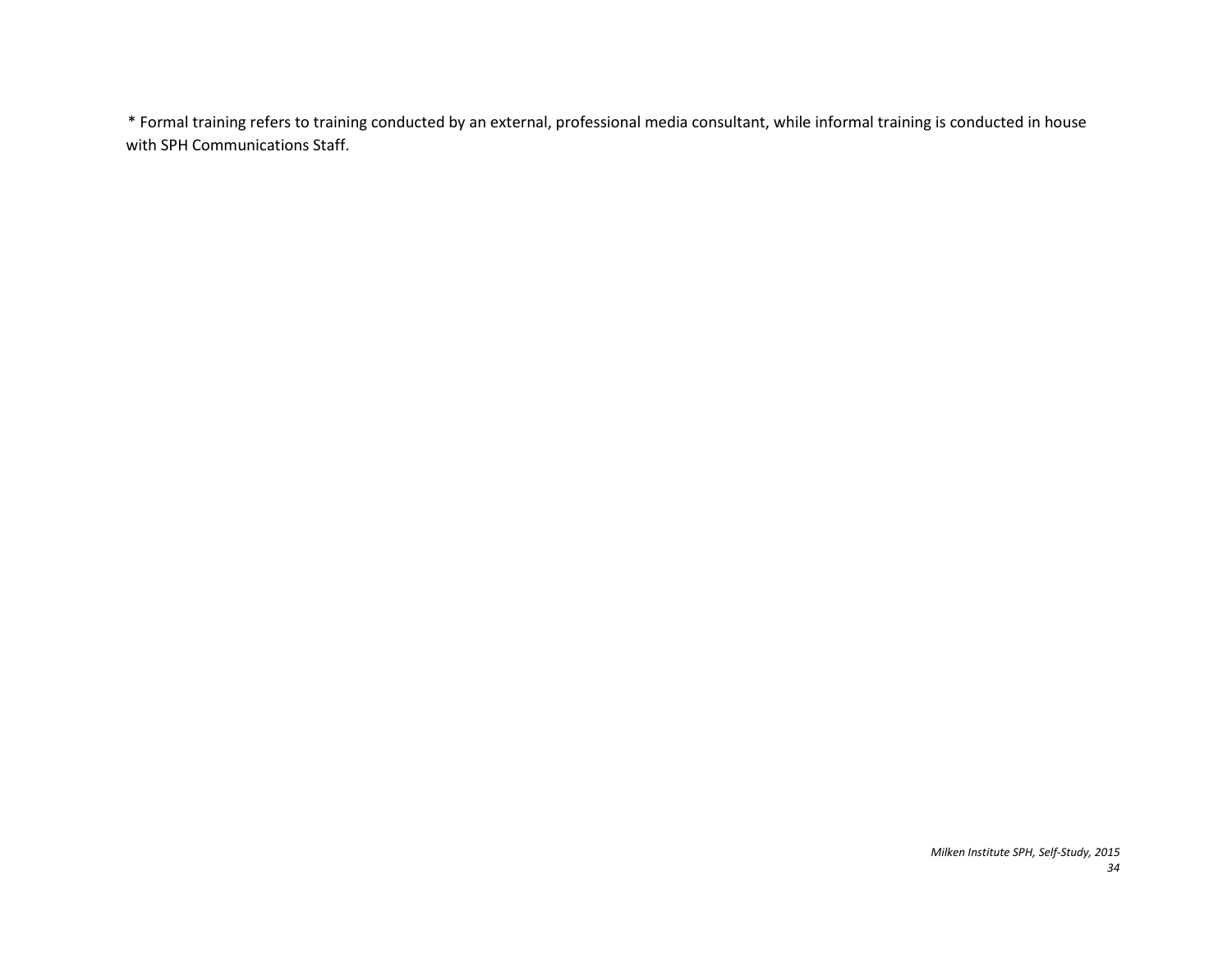* Formal training refers to training conducted by an external, professional media consultant, while informal training is conducted in house with SPH Communications Staff.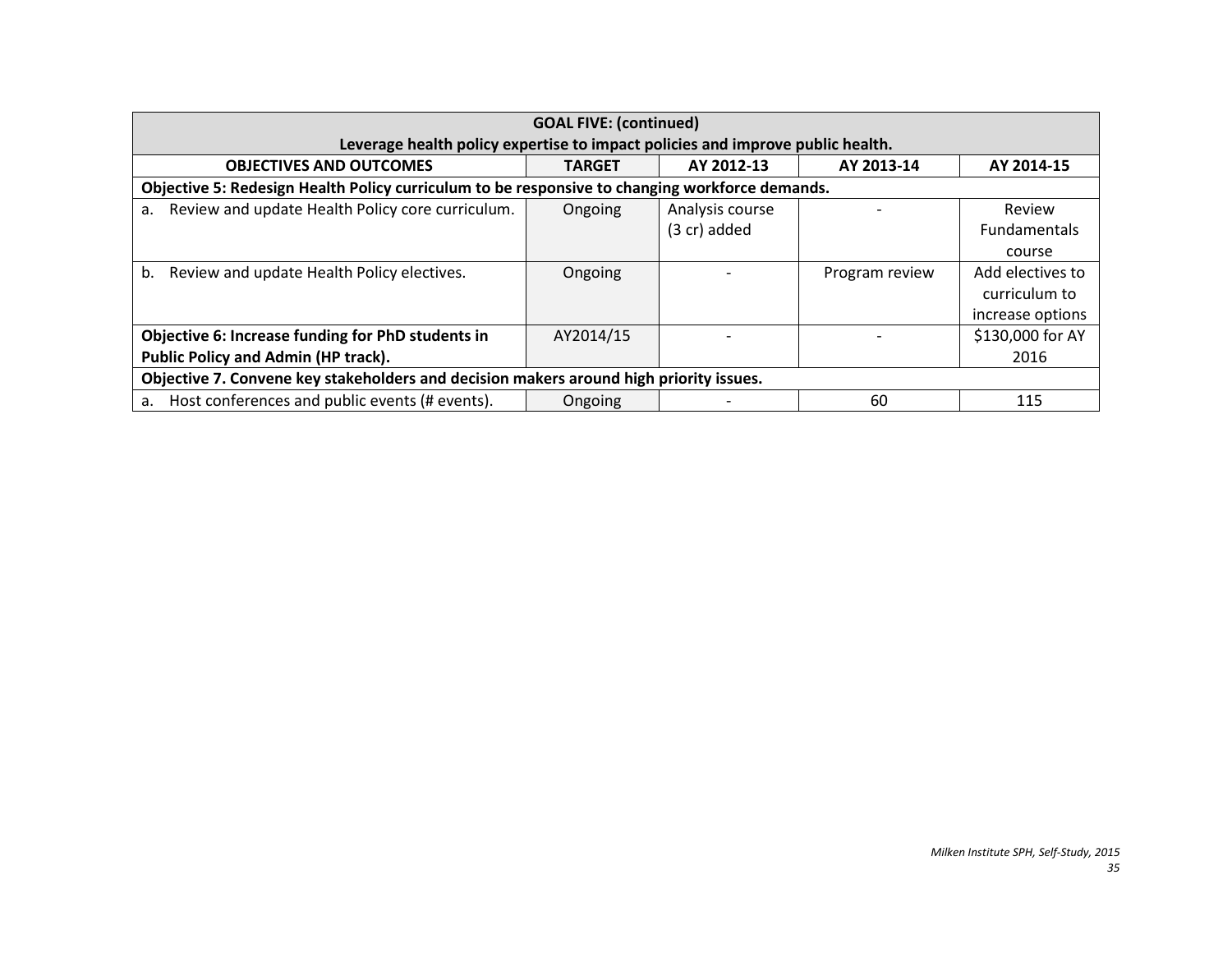| GOAL FIVE: (continued)<br>Leverage health policy expertise to impact policies and improve public health. | | | | |
|---|---|---|---|---|
| **OBJECTIVES AND OUTCOMES** | **TARGET** | **AY 2012-13** | **AY 2013-14** | **AY 2014-15** |
| **Objective 5: Redesign Health Policy curriculum to be responsive to changing workforce demands.** | | | | |
| a. Review and update Health Policy core curriculum. | Ongoing | Analysis course (3 cr) added | - | Review Fundamentals course |
| b. Review and update Health Policy electives. | Ongoing | - | Program review | Add electives to curriculum to increase options |
| **Objective 6: Increase funding for PhD students in Public Policy and Admin (HP track).** | AY2014/15 | - | - | $130,000 for AY 2016 |
| **Objective 7. Convene key stakeholders and decision makers around high priority issues.** | | | | |
| a. Host conferences and public events (# events). | Ongoing | - | 60 | 115 |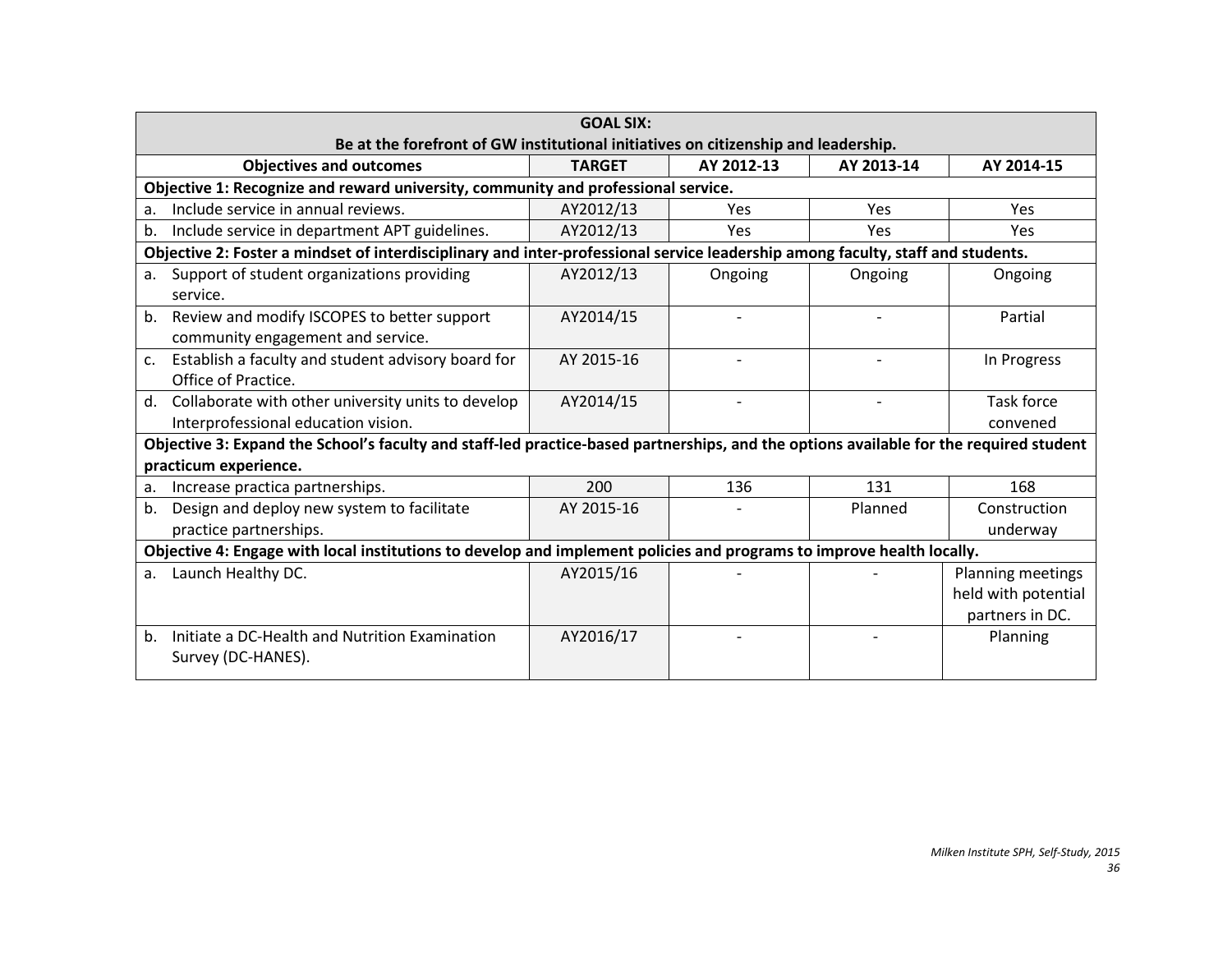| GOAL SIX: Be at the forefront of GW institutional initiatives on citizenship and leadership. | | | | |
|---|---|---|---|---|
| **Objectives and outcomes** | **TARGET** | **AY 2012-13** | **AY 2013-14** | **AY 2014-15** |
| **Objective 1: Recognize and reward university, community and professional service.** | | | | |
| a. Include service in annual reviews. | AY2012/13 | Yes | Yes | Yes |
| b. Include service in department APT guidelines. | AY2012/13 | Yes | Yes | Yes |
| **Objective 2: Foster a mindset of interdisciplinary and inter-professional service leadership among faculty, staff and students.** | | | | |
| a. Support of student organizations providing service. | AY2012/13 | Ongoing | Ongoing | Ongoing |
| b. Review and modify ISCOPES to better support community engagement and service. | AY2014/15 | - | - | Partial |
| c. Establish a faculty and student advisory board for Office of Practice. | AY 2015-16 | - | - | In Progress |
| d. Collaborate with other university units to develop Interprofessional education vision. | AY2014/15 | - | - | Task force convened |
| **Objective 3: Expand the School's faculty and staff-led practice-based partnerships, and the options available for the required student practicum experience.** | | | | |
| a. Increase practica partnerships. | 200 | 136 | 131 | 168 |
| b. Design and deploy new system to facilitate practice partnerships. | AY 2015-16 | - | Planned | Construction underway |
| **Objective 4: Engage with local institutions to develop and implement policies and programs to improve health locally.** | | | | |
| a. Launch Healthy DC. | AY2015/16 | - | - | Planning meetings held with potential partners in DC. |
| b. Initiate a DC-Health and Nutrition Examination Survey (DC-HANES). | AY2016/17 | - | - | Planning |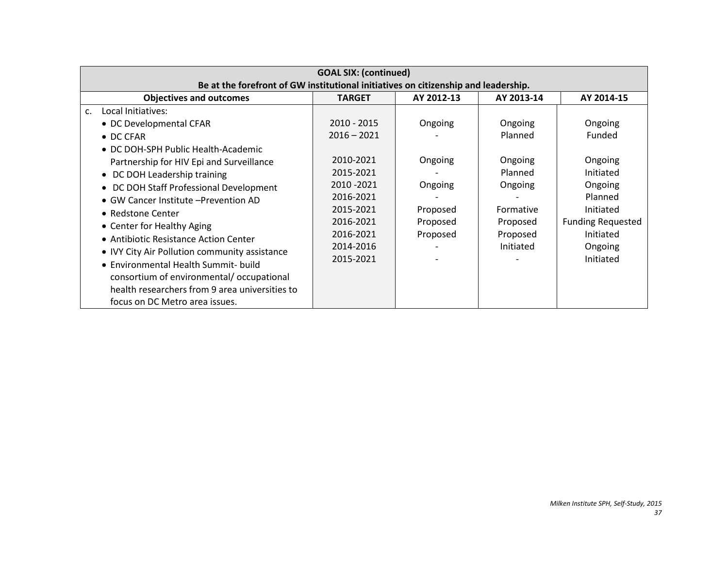| GOAL SIX: (continued)<br>Be at the forefront of GW institutional initiatives on citizenship and leadership. | | | | |
|---|---|---|---|---|
| **Objectives and outcomes** | **TARGET** | **AY 2012-13** | **AY 2013-14** | **AY 2014-15** |
| c. Local Initiatives: | | | | |
| • DC Developmental CFAR | 2010 - 2015 | Ongoing | Ongoing | Ongoing |
| • DC CFAR | 2016 – 2021 | - | Planned | Funded |
| • DC DOH-SPH Public Health-Academic Partnership for HIV Epi and Surveillance | 2010-2021 | Ongoing | Ongoing | Ongoing |
| • DC DOH Leadership training | 2015-2021 | - | Planned | Initiated |
| • DC DOH Staff Professional Development | 2010 -2021 | Ongoing | Ongoing | Ongoing |
| • GW Cancer Institute –Prevention AD | 2016-2021 | - | - | Planned |
| • Redstone Center | 2015-2021 | Proposed | Formative | Initiated |
| • Center for Healthy Aging | 2016-2021 | Proposed | Proposed | Funding Requested |
| • Antibiotic Resistance Action Center | 2016-2021 | Proposed | Proposed | Initiated |
| • IVY City Air Pollution community assistance | 2014-2016 | - | Initiated | Ongoing |
| • Environmental Health Summit- build consortium of environmental/ occupational health researchers from 9 area universities to focus on DC Metro area issues. | 2015-2021 | - | - | Initiated |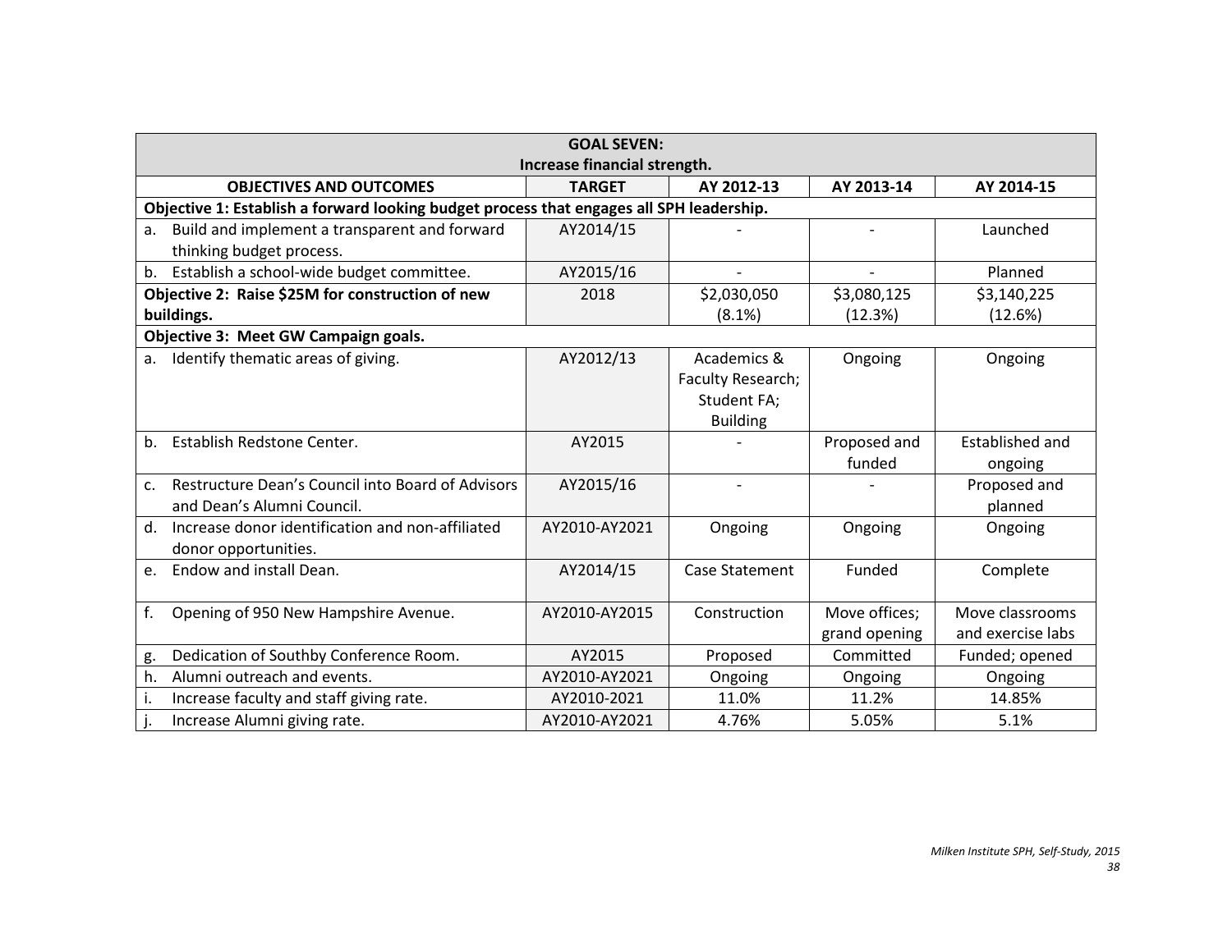| GOAL SEVEN: Increase financial strength. | | | | |
|---|---|---|---|---|
| **OBJECTIVES AND OUTCOMES** | **TARGET** | **AY 2012-13** | **AY 2013-14** | **AY 2014-15** |
| **Objective 1: Establish a forward looking budget process that engages all SPH leadership.** | | | | |
| a. Build and implement a transparent and forward thinking budget process. | AY2014/15 | - | - | Launched |
| b. Establish a school-wide budget committee. | AY2015/16 | - | - | Planned |
| **Objective 2: Raise $25M for construction of new buildings.** | 2018 | $2,030,050 (8.1%) | $3,080,125 (12.3%) | $3,140,225 (12.6%) |
| **Objective 3: Meet GW Campaign goals.** | | | | |
| a. Identify thematic areas of giving. | AY2012/13 | Academics & Faculty Research; Student FA; Building | Ongoing | Ongoing |
| b. Establish Redstone Center. | AY2015 | - | Proposed and funded | Established and ongoing |
| c. Restructure Dean's Council into Board of Advisors and Dean's Alumni Council. | AY2015/16 | - | - | Proposed and planned |
| d. Increase donor identification and non-affiliated donor opportunities. | AY2010-AY2021 | Ongoing | Ongoing | Ongoing |
| e. Endow and install Dean. | AY2014/15 | Case Statement | Funded | Complete |
| f. Opening of 950 New Hampshire Avenue. | AY2010-AY2015 | Construction | Move offices; grand opening | Move classrooms and exercise labs |
| g. Dedication of Southby Conference Room. | AY2015 | Proposed | Committed | Funded; opened |
| h. Alumni outreach and events. | AY2010-AY2021 | Ongoing | Ongoing | Ongoing |
| i. Increase faculty and staff giving rate. | AY2010-2021 | 11.0% | 11.2% | 14.85% |
| j. Increase Alumni giving rate. | AY2010-AY2021 | 4.76% | 5.05% | 5.1% |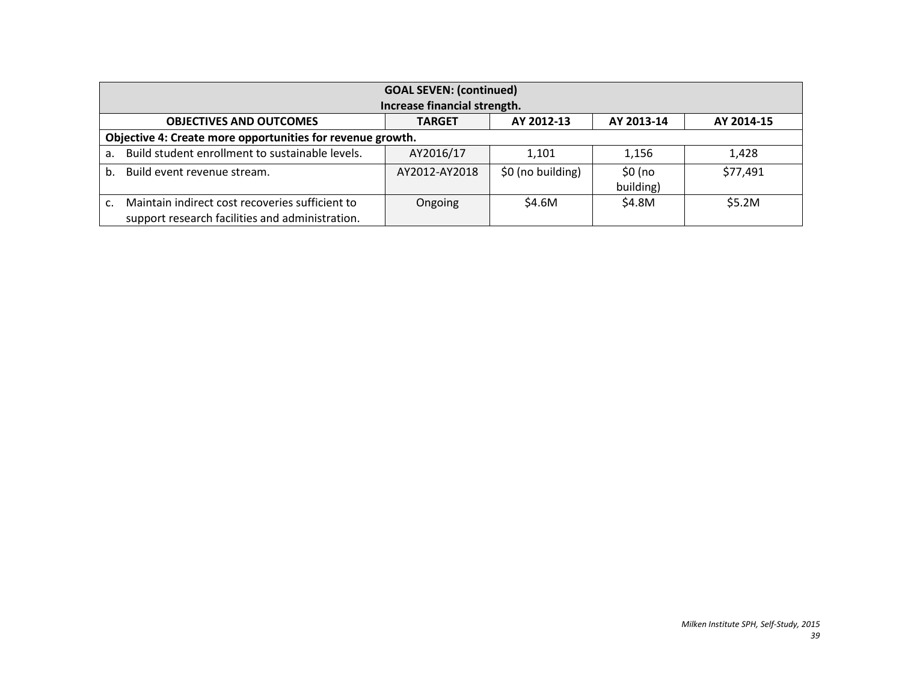| GOAL SEVEN: (continued) Increase financial strength. | | | | |
|---|---|---|---|---|
| **OBJECTIVES AND OUTCOMES** | **TARGET** | **AY 2012-13** | **AY 2013-14** | **AY 2014-15** |
| **Objective 4: Create more opportunities for revenue growth.** | | | | |
| a. Build student enrollment to sustainable levels. | AY2016/17 | 1,101 | 1,156 | 1,428 |
| b. Build event revenue stream. | AY2012-AY2018 | $0 (no building) | $0 (no building) | $77,491 |
| c. Maintain indirect cost recoveries sufficient to support research facilities and administration. | Ongoing | $4.6M | $4.8M | $5.2M |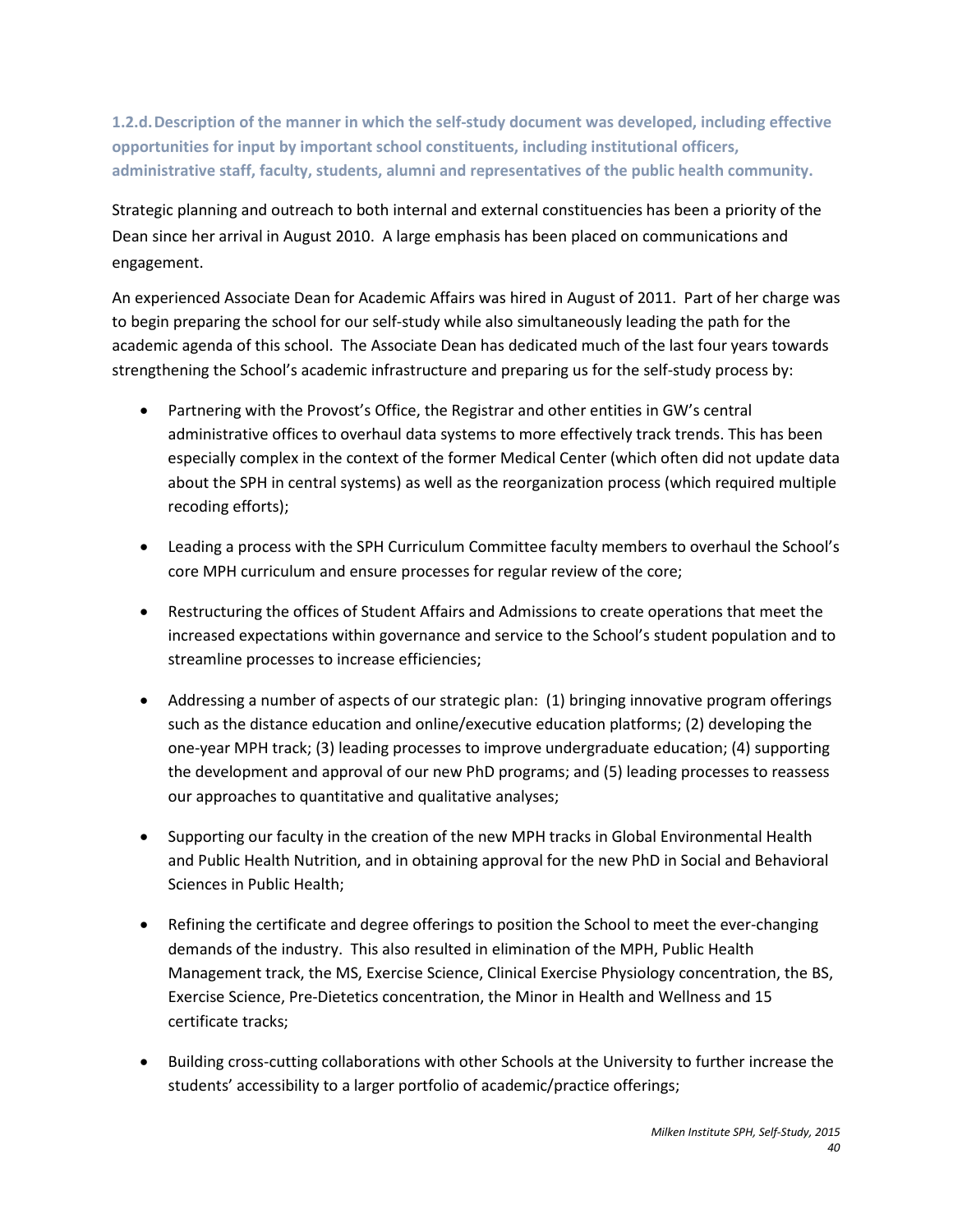### 1.2.d. Description of the manner in which the self-study document was developed, including effective opportunities for input by important school constituents, including institutional officers, administrative staff, faculty, students, alumni and representatives of the public health community.

Strategic planning and outreach to both internal and external constituencies has been a priority of the Dean since her arrival in August 2010. A large emphasis has been placed on communications and engagement.

An experienced Associate Dean for Academic Affairs was hired in August of 2011. Part of her charge was to begin preparing the school for our self-study while also simultaneously leading the path for the academic agenda of this school. The Associate Dean has dedicated much of the last four years towards strengthening the School's academic infrastructure and preparing us for the self-study process by:

- Partnering with the Provost's Office, the Registrar and other entities in GW's central administrative offices to overhaul data systems to more effectively track trends. This has been especially complex in the context of the former Medical Center (which often did not update data about the SPH in central systems) as well as the reorganization process (which required multiple recoding efforts);

- Leading a process with the SPH Curriculum Committee faculty members to overhaul the School's core MPH curriculum and ensure processes for regular review of the core;

- Restructuring the offices of Student Affairs and Admissions to create operations that meet the increased expectations within governance and service to the School's student population and to streamline processes to increase efficiencies;

- Addressing a number of aspects of our strategic plan: (1) bringing innovative program offerings such as the distance education and online/executive education platforms; (2) developing the one-year MPH track; (3) leading processes to improve undergraduate education; (4) supporting the development and approval of our new PhD programs; and (5) leading processes to reassess our approaches to quantitative and qualitative analyses;

- Supporting our faculty in the creation of the new MPH tracks in Global Environmental Health and Public Health Nutrition, and in obtaining approval for the new PhD in Social and Behavioral Sciences in Public Health;

- Refining the certificate and degree offerings to position the School to meet the ever-changing demands of the industry. This also resulted in elimination of the MPH, Public Health Management track, the MS, Exercise Science, Clinical Exercise Physiology concentration, the BS, Exercise Science, Pre-Dietetics concentration, the Minor in Health and Wellness and 15 certificate tracks;

- Building cross-cutting collaborations with other Schools at the University to further increase the students' accessibility to a larger portfolio of academic/practice offerings;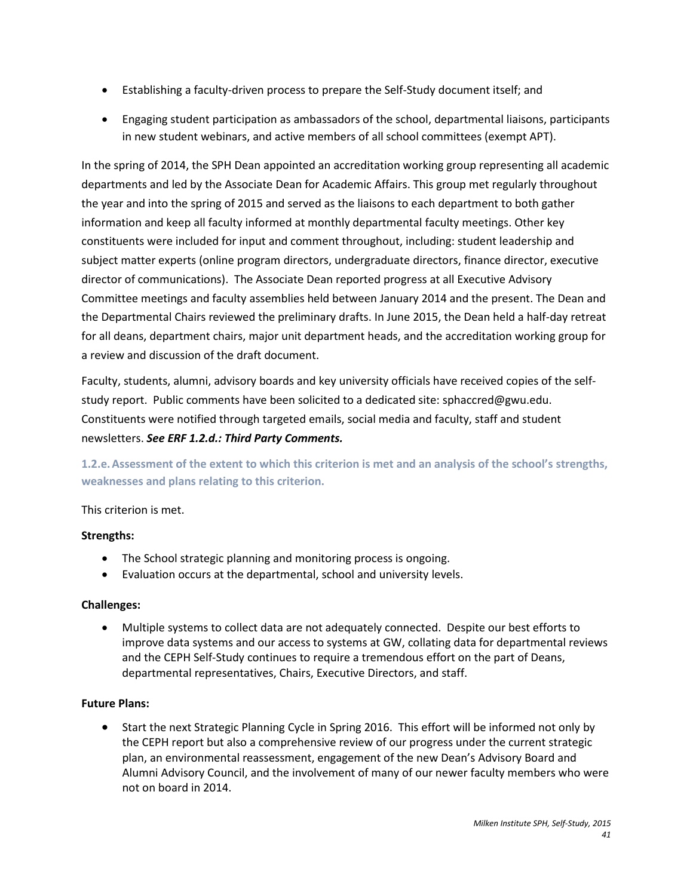- Establishing a faculty-driven process to prepare the Self-Study document itself; and
- Engaging student participation as ambassadors of the school, departmental liaisons, participants in new student webinars, and active members of all school committees (exempt APT).

In the spring of 2014, the SPH Dean appointed an accreditation working group representing all academic departments and led by the Associate Dean for Academic Affairs. This group met regularly throughout the year and into the spring of 2015 and served as the liaisons to each department to both gather information and keep all faculty informed at monthly departmental faculty meetings. Other key constituents were included for input and comment throughout, including: student leadership and subject matter experts (online program directors, undergraduate directors, finance director, executive director of communications). The Associate Dean reported progress at all Executive Advisory Committee meetings and faculty assemblies held between January 2014 and the present. The Dean and the Departmental Chairs reviewed the preliminary drafts. In June 2015, the Dean held a half-day retreat for all deans, department chairs, major unit department heads, and the accreditation working group for a review and discussion of the draft document.

Faculty, students, alumni, advisory boards and key university officials have received copies of the self-study report. Public comments have been solicited to a dedicated site: sphaccred@gwu.edu. Constituents were notified through targeted emails, social media and faculty, staff and student newsletters. ***See ERF 1.2.d.: Third Party Comments.***

### 1.2.e. Assessment of the extent to which this criterion is met and an analysis of the school's strengths, weaknesses and plans relating to this criterion.

This criterion is met.

**Strengths:**

- The School strategic planning and monitoring process is ongoing.
- Evaluation occurs at the departmental, school and university levels.

**Challenges:**

- Multiple systems to collect data are not adequately connected. Despite our best efforts to improve data systems and our access to systems at GW, collating data for departmental reviews and the CEPH Self-Study continues to require a tremendous effort on the part of Deans, departmental representatives, Chairs, Executive Directors, and staff.

**Future Plans:**

- Start the next Strategic Planning Cycle in Spring 2016. This effort will be informed not only by the CEPH report but also a comprehensive review of our progress under the current strategic plan, an environmental reassessment, engagement of the new Dean's Advisory Board and Alumni Advisory Council, and the involvement of many of our newer faculty members who were not on board in 2014.